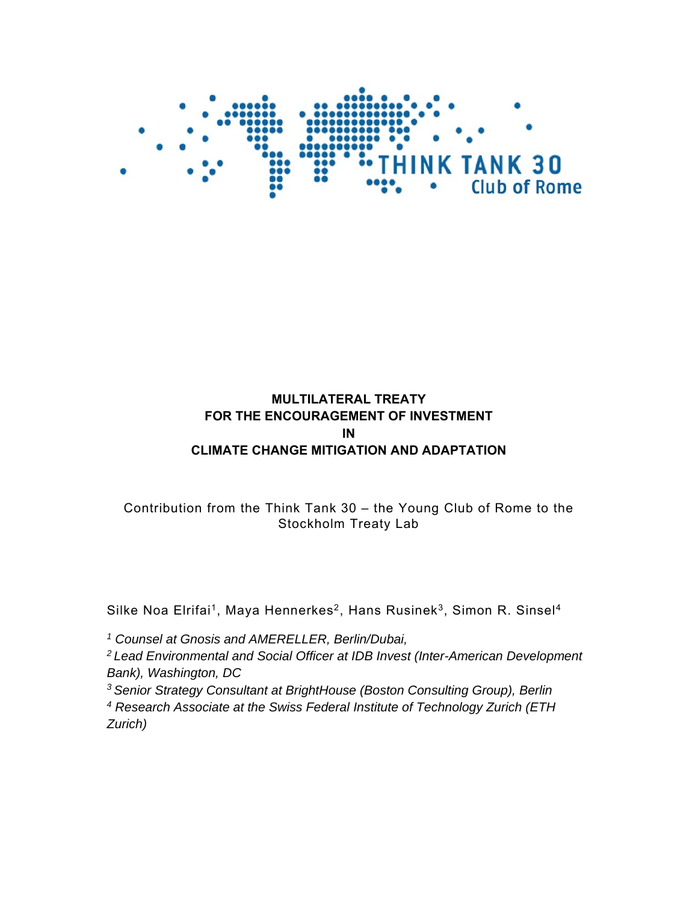THINK TANK 30
Club of Rome

# MULTILATERAL TREATY FOR THE ENCOURAGEMENT OF INVESTMENT IN CLIMATE CHANGE MITIGATION AND ADAPTATION

Contribution from the Think Tank 30 – the Young Club of Rome to the Stockholm Treaty Lab

Silke Noa Elrifai[1], Maya Hennerkes[2], Hans Rusinek[3], Simon R. Sinsel[4]

*[1] Counsel at Gnosis and AMERELLER, Berlin/Dubai,*

*[2] Lead Environmental and Social Officer at IDB Invest (Inter-American Development Bank), Washington, DC*

*[3] Senior Strategy Consultant at BrightHouse (Boston Consulting Group), Berlin*

*[4] Research Associate at the Swiss Federal Institute of Technology Zurich (ETH Zurich)*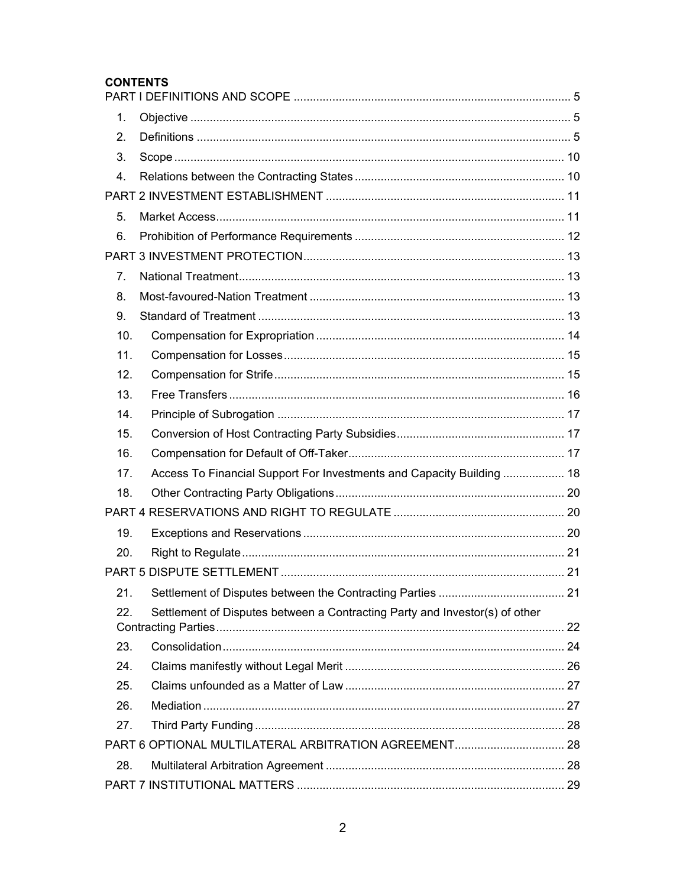**CONTENTS**

PART I DEFINITIONS AND SCOPE ..................................................................................... 5

1. Objective ..................................................................................................................... 5
2. Definitions ................................................................................................................... 5
3. Scope ......................................................................................................................... 10
4. Relations between the Contracting States ................................................................. 10

PART 2 INVESTMENT ESTABLISHMENT .......................................................................... 11

5. Market Access............................................................................................................ 11
6. Prohibition of Performance Requirements ................................................................. 12

PART 3 INVESTMENT PROTECTION................................................................................. 13

7. National Treatment..................................................................................................... 13
8. Most-favoured-Nation Treatment ............................................................................... 13
9. Standard of Treatment ............................................................................................... 13
10. Compensation for Expropriation ............................................................................. 14
11. Compensation for Losses ....................................................................................... 15
12. Compensation for Strife .......................................................................................... 15
13. Free Transfers ........................................................................................................ 16
14. Principle of Subrogation ......................................................................................... 17
15. Conversion of Host Contracting Party Subsidies .................................................... 17
16. Compensation for Default of Off-Taker ................................................................... 17
17. Access To Financial Support For Investments and Capacity Building ................... 18
18. Other Contracting Party Obligations ....................................................................... 20

PART 4 RESERVATIONS AND RIGHT TO REGULATE ..................................................... 20

19. Exceptions and Reservations ................................................................................. 20
20. Right to Regulate .................................................................................................... 21

PART 5 DISPUTE SETTLEMENT ....................................................................................... 21

21. Settlement of Disputes between the Contracting Parties ....................................... 21
22. Settlement of Disputes between a Contracting Party and Investor(s) of other Contracting Parties ........................................................................................................... 22
23. Consolidation ......................................................................................................... 24
24. Claims manifestly without Legal Merit .................................................................... 26
25. Claims unfounded as a Matter of Law .................................................................... 27
26. Mediation ................................................................................................................ 27
27. Third Party Funding ................................................................................................ 28

PART 6 OPTIONAL MULTILATERAL ARBITRATION AGREEMENT.................................. 28

28. Multilateral Arbitration Agreement .......................................................................... 28

PART 7 INSTITUTIONAL MATTERS .................................................................................. 29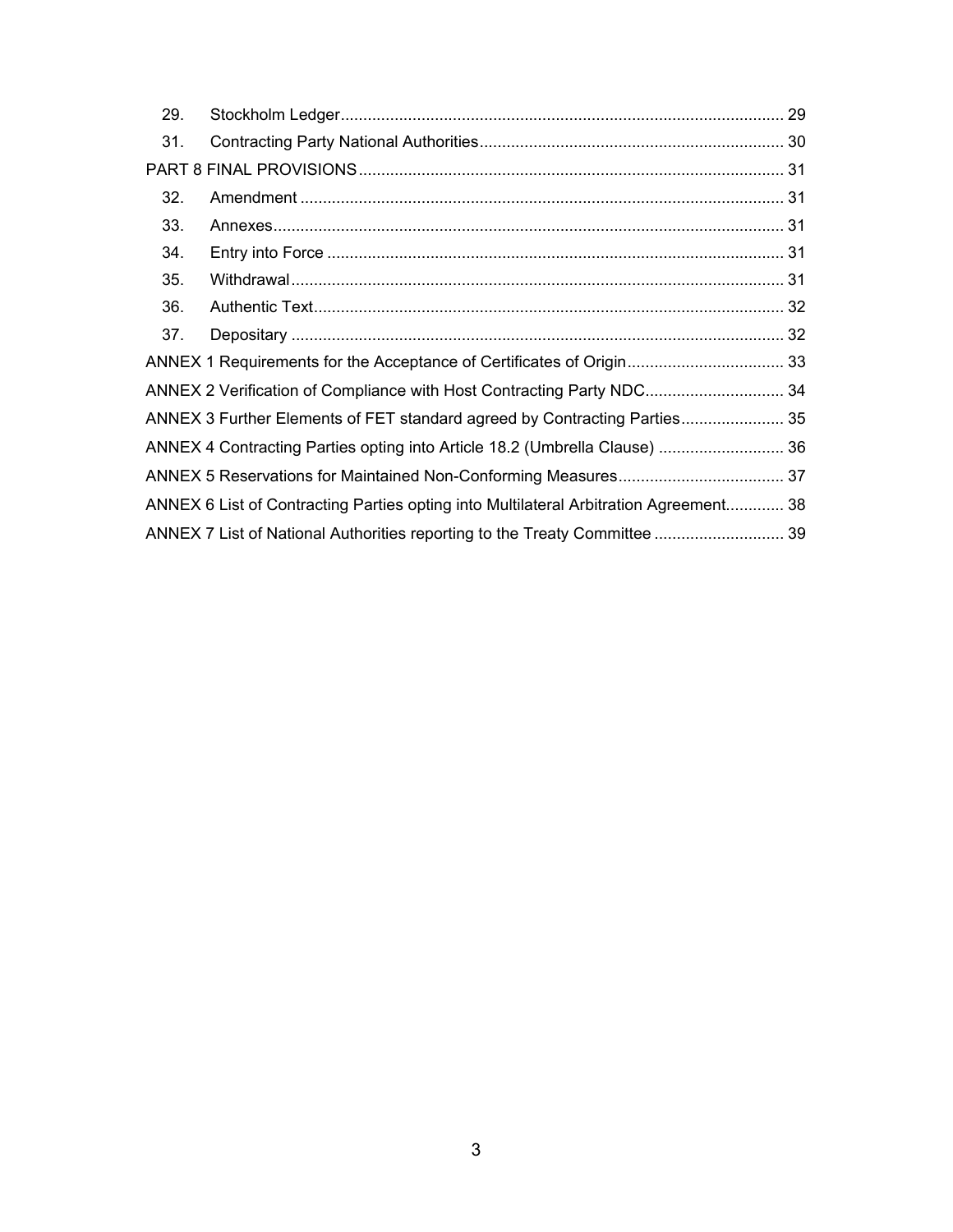| | | |
|---|---|---|
| 29. | Stockholm Ledger | 29 |
| 31. | Contracting Party National Authorities | 30 |
| PART 8 FINAL PROVISIONS | | 31 |
| 32. | Amendment | 31 |
| 33. | Annexes | 31 |
| 34. | Entry into Force | 31 |
| 35. | Withdrawal | 31 |
| 36. | Authentic Text | 32 |
| 37. | Depositary | 32 |
| ANNEX 1 Requirements for the Acceptance of Certificates of Origin | | 33 |
| ANNEX 2 Verification of Compliance with Host Contracting Party NDC | | 34 |
| ANNEX 3 Further Elements of FET standard agreed by Contracting Parties | | 35 |
| ANNEX 4 Contracting Parties opting into Article 18.2 (Umbrella Clause) | | 36 |
| ANNEX 5 Reservations for Maintained Non-Conforming Measures | | 37 |
| ANNEX 6 List of Contracting Parties opting into Multilateral Arbitration Agreement | | 38 |
| ANNEX 7 List of National Authorities reporting to the Treaty Committee | | 39 |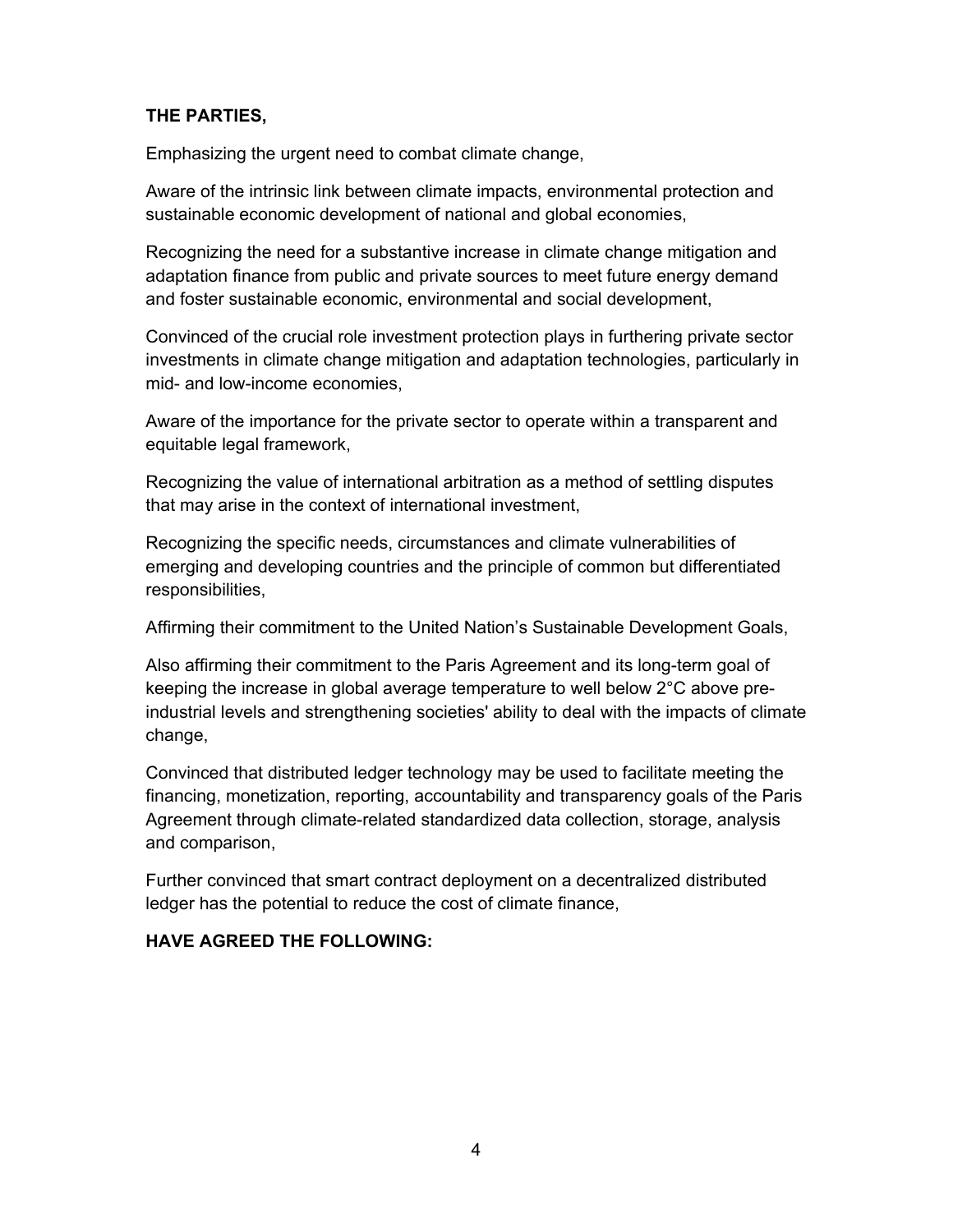**THE PARTIES,**

Emphasizing the urgent need to combat climate change,

Aware of the intrinsic link between climate impacts, environmental protection and sustainable economic development of national and global economies,

Recognizing the need for a substantive increase in climate change mitigation and adaptation finance from public and private sources to meet future energy demand and foster sustainable economic, environmental and social development,

Convinced of the crucial role investment protection plays in furthering private sector investments in climate change mitigation and adaptation technologies, particularly in mid- and low-income economies,

Aware of the importance for the private sector to operate within a transparent and equitable legal framework,

Recognizing the value of international arbitration as a method of settling disputes that may arise in the context of international investment,

Recognizing the specific needs, circumstances and climate vulnerabilities of emerging and developing countries and the principle of common but differentiated responsibilities,

Affirming their commitment to the United Nation's Sustainable Development Goals,

Also affirming their commitment to the Paris Agreement and its long-term goal of keeping the increase in global average temperature to well below 2°C above pre-industrial levels and strengthening societies' ability to deal with the impacts of climate change,

Convinced that distributed ledger technology may be used to facilitate meeting the financing, monetization, reporting, accountability and transparency goals of the Paris Agreement through climate-related standardized data collection, storage, analysis and comparison,

Further convinced that smart contract deployment on a decentralized distributed ledger has the potential to reduce the cost of climate finance,

**HAVE AGREED THE FOLLOWING:**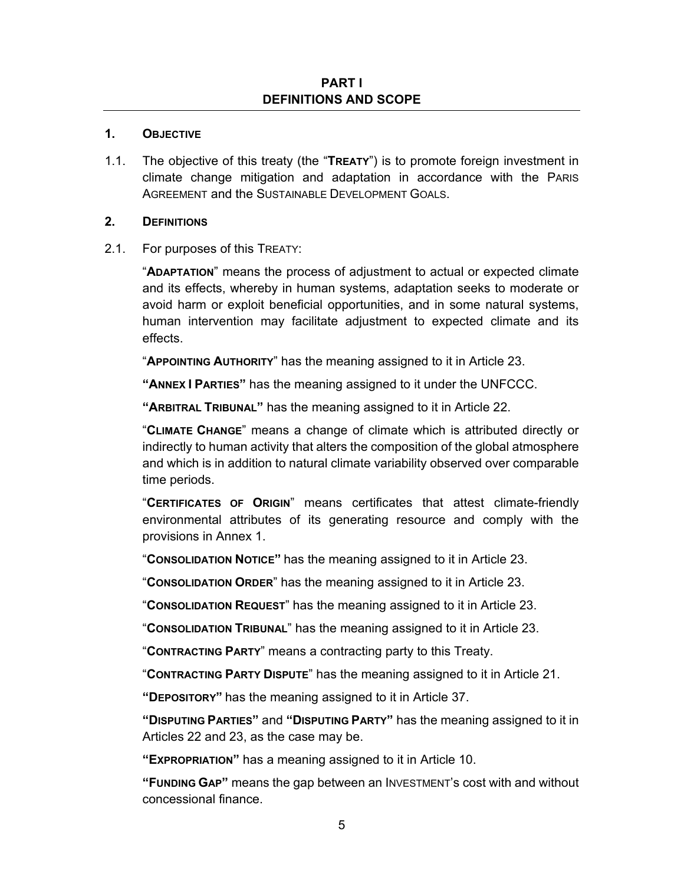# PART I
# DEFINITIONS AND SCOPE

## 1. OBJECTIVE

1.1. The objective of this treaty (the "**TREATY**") is to promote foreign investment in climate change mitigation and adaptation in accordance with the PARIS AGREEMENT and the SUSTAINABLE DEVELOPMENT GOALS.

## 2. DEFINITIONS

2.1. For purposes of this TREATY:

"**ADAPTATION**" means the process of adjustment to actual or expected climate and its effects, whereby in human systems, adaptation seeks to moderate or avoid harm or exploit beneficial opportunities, and in some natural systems, human intervention may facilitate adjustment to expected climate and its effects.

"**APPOINTING AUTHORITY**" has the meaning assigned to it in Article 23.

**"ANNEX I PARTIES"** has the meaning assigned to it under the UNFCCC.

**"ARBITRAL TRIBUNAL"** has the meaning assigned to it in Article 22.

"**CLIMATE CHANGE**" means a change of climate which is attributed directly or indirectly to human activity that alters the composition of the global atmosphere and which is in addition to natural climate variability observed over comparable time periods.

"**CERTIFICATES OF ORIGIN**" means certificates that attest climate-friendly environmental attributes of its generating resource and comply with the provisions in Annex 1.

"**CONSOLIDATION NOTICE"** has the meaning assigned to it in Article 23.

"**CONSOLIDATION ORDER**" has the meaning assigned to it in Article 23.

"**CONSOLIDATION REQUEST**" has the meaning assigned to it in Article 23.

"**CONSOLIDATION TRIBUNAL**" has the meaning assigned to it in Article 23.

"**CONTRACTING PARTY**" means a contracting party to this Treaty.

"**CONTRACTING PARTY DISPUTE**" has the meaning assigned to it in Article 21.

**"DEPOSITORY"** has the meaning assigned to it in Article 37.

**"DISPUTING PARTIES"** and **"DISPUTING PARTY"** has the meaning assigned to it in Articles 22 and 23, as the case may be.

**"EXPROPRIATION"** has a meaning assigned to it in Article 10.

**"FUNDING GAP"** means the gap between an INVESTMENT's cost with and without concessional finance.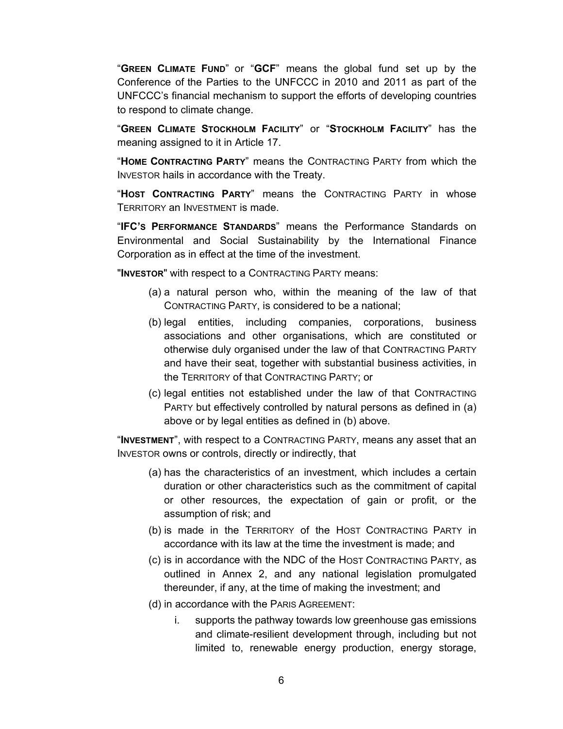"**GREEN CLIMATE FUND**" or "**GCF**" means the global fund set up by the Conference of the Parties to the UNFCCC in 2010 and 2011 as part of the UNFCCC's financial mechanism to support the efforts of developing countries to respond to climate change.

"**GREEN CLIMATE STOCKHOLM FACILITY**" or "**STOCKHOLM FACILITY**" has the meaning assigned to it in Article 17.

"**HOME CONTRACTING PARTY**" means the CONTRACTING PARTY from which the INVESTOR hails in accordance with the Treaty.

"**HOST CONTRACTING PARTY**" means the CONTRACTING PARTY in whose TERRITORY an INVESTMENT is made.

"**IFC'S PERFORMANCE STANDARDS**" means the Performance Standards on Environmental and Social Sustainability by the International Finance Corporation as in effect at the time of the investment.

"**INVESTOR**" with respect to a CONTRACTING PARTY means:

(a) a natural person who, within the meaning of the law of that CONTRACTING PARTY, is considered to be a national;

(b) legal entities, including companies, corporations, business associations and other organisations, which are constituted or otherwise duly organised under the law of that CONTRACTING PARTY and have their seat, together with substantial business activities, in the TERRITORY of that CONTRACTING PARTY; or

(c) legal entities not established under the law of that CONTRACTING PARTY but effectively controlled by natural persons as defined in (a) above or by legal entities as defined in (b) above.

"**INVESTMENT**", with respect to a CONTRACTING PARTY, means any asset that an INVESTOR owns or controls, directly or indirectly, that

(a) has the characteristics of an investment, which includes a certain duration or other characteristics such as the commitment of capital or other resources, the expectation of gain or profit, or the assumption of risk; and

(b) is made in the TERRITORY of the HOST CONTRACTING PARTY in accordance with its law at the time the investment is made; and

(c) is in accordance with the NDC of the HOST CONTRACTING PARTY, as outlined in Annex 2, and any national legislation promulgated thereunder, if any, at the time of making the investment; and

(d) in accordance with the PARIS AGREEMENT:

   i. supports the pathway towards low greenhouse gas emissions and climate-resilient development through, including but not limited to, renewable energy production, energy storage,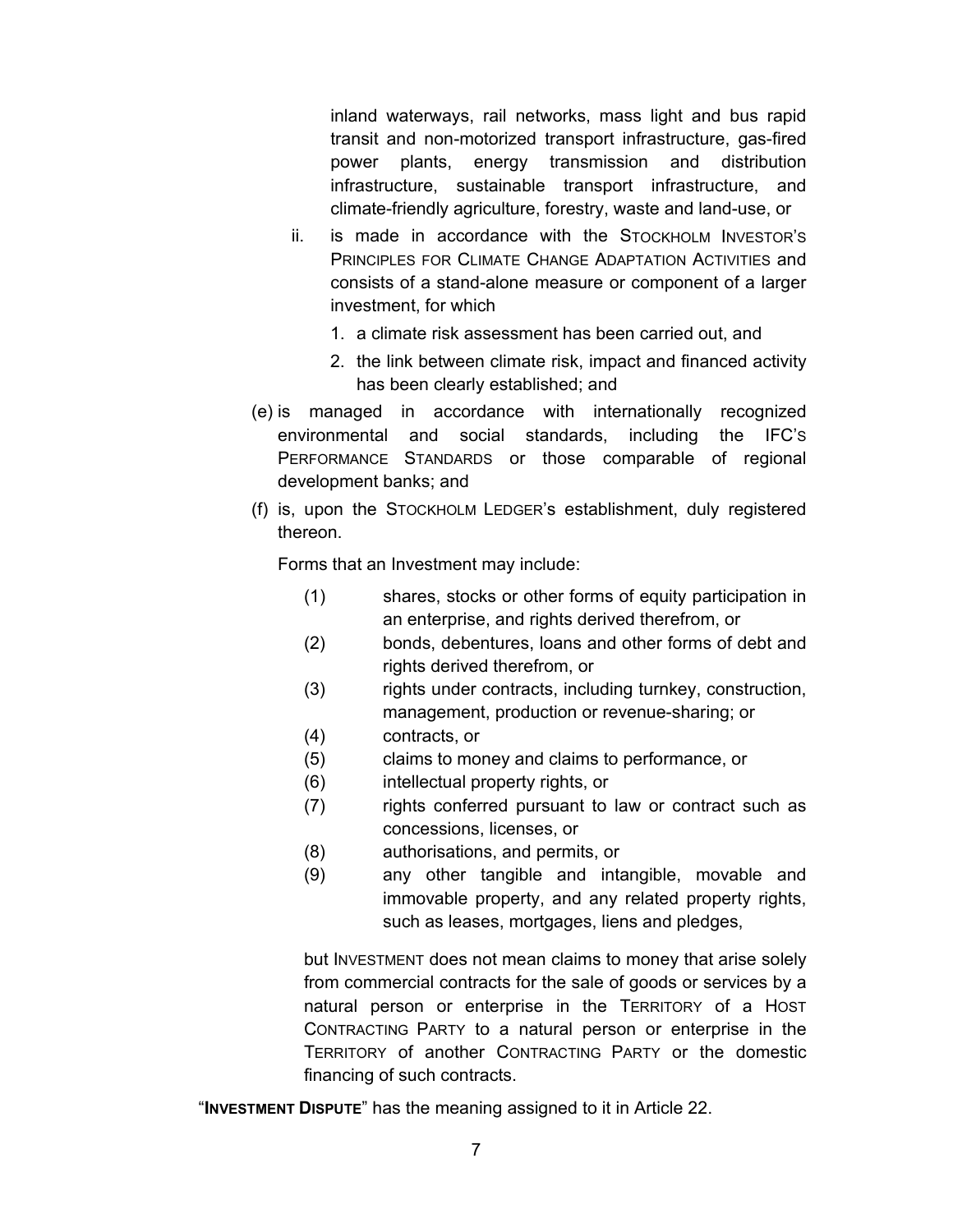inland waterways, rail networks, mass light and bus rapid transit and non-motorized transport infrastructure, gas-fired power plants, energy transmission and distribution infrastructure, sustainable transport infrastructure, and climate-friendly agriculture, forestry, waste and land-use, or

ii. is made in accordance with the STOCKHOLM INVESTOR'S PRINCIPLES FOR CLIMATE CHANGE ADAPTATION ACTIVITIES and consists of a stand-alone measure or component of a larger investment, for which

1. a climate risk assessment has been carried out, and
2. the link between climate risk, impact and financed activity has been clearly established; and

(e) is managed in accordance with internationally recognized environmental and social standards, including the IFC'S PERFORMANCE STANDARDS or those comparable of regional development banks; and

(f) is, upon the STOCKHOLM LEDGER's establishment, duly registered thereon.

Forms that an Investment may include:

(1) shares, stocks or other forms of equity participation in an enterprise, and rights derived therefrom, or
(2) bonds, debentures, loans and other forms of debt and rights derived therefrom, or
(3) rights under contracts, including turnkey, construction, management, production or revenue-sharing; or
(4) contracts, or
(5) claims to money and claims to performance, or
(6) intellectual property rights, or
(7) rights conferred pursuant to law or contract such as concessions, licenses, or
(8) authorisations, and permits, or
(9) any other tangible and intangible, movable and immovable property, and any related property rights, such as leases, mortgages, liens and pledges,

but INVESTMENT does not mean claims to money that arise solely from commercial contracts for the sale of goods or services by a natural person or enterprise in the TERRITORY of a HOST CONTRACTING PARTY to a natural person or enterprise in the TERRITORY of another CONTRACTING PARTY or the domestic financing of such contracts.

"**INVESTMENT DISPUTE**" has the meaning assigned to it in Article 22.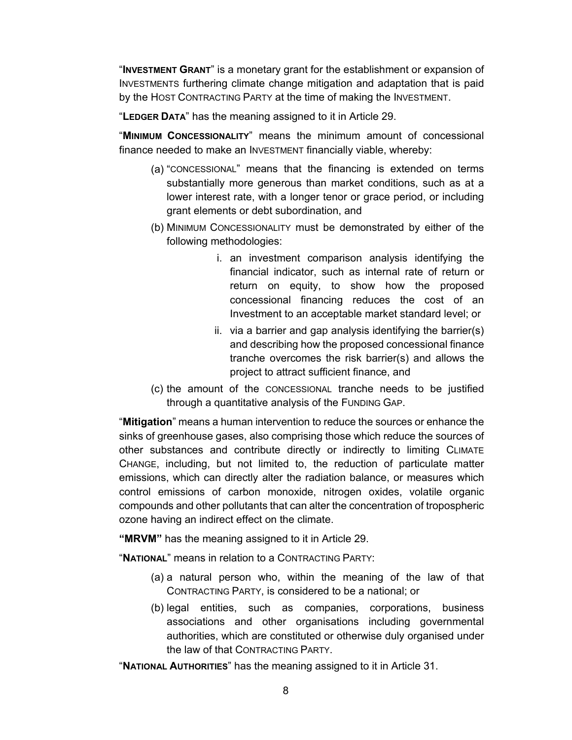"**INVESTMENT GRANT**" is a monetary grant for the establishment or expansion of INVESTMENTS furthering climate change mitigation and adaptation that is paid by the HOST CONTRACTING PARTY at the time of making the INVESTMENT.

"**LEDGER DATA**" has the meaning assigned to it in Article 29.

"**MINIMUM CONCESSIONALITY**" means the minimum amount of concessional finance needed to make an INVESTMENT financially viable, whereby:

(a) "CONCESSIONAL" means that the financing is extended on terms substantially more generous than market conditions, such as at a lower interest rate, with a longer tenor or grace period, or including grant elements or debt subordination, and

(b) MINIMUM CONCESSIONALITY must be demonstrated by either of the following methodologies:

   i. an investment comparison analysis identifying the financial indicator, such as internal rate of return or return on equity, to show how the proposed concessional financing reduces the cost of an Investment to an acceptable market standard level; or

   ii. via a barrier and gap analysis identifying the barrier(s) and describing how the proposed concessional finance tranche overcomes the risk barrier(s) and allows the project to attract sufficient finance, and

(c) the amount of the CONCESSIONAL tranche needs to be justified through a quantitative analysis of the FUNDING GAP.

"**Mitigation**" means a human intervention to reduce the sources or enhance the sinks of greenhouse gases, also comprising those which reduce the sources of other substances and contribute directly or indirectly to limiting CLIMATE CHANGE, including, but not limited to, the reduction of particulate matter emissions, which can directly alter the radiation balance, or measures which control emissions of carbon monoxide, nitrogen oxides, volatile organic compounds and other pollutants that can alter the concentration of tropospheric ozone having an indirect effect on the climate.

**"MRVM"** has the meaning assigned to it in Article 29.

"**NATIONAL**" means in relation to a CONTRACTING PARTY:

(a) a natural person who, within the meaning of the law of that CONTRACTING PARTY, is considered to be a national; or

(b) legal entities, such as companies, corporations, business associations and other organisations including governmental authorities, which are constituted or otherwise duly organised under the law of that CONTRACTING PARTY.

"**NATIONAL AUTHORITIES**" has the meaning assigned to it in Article 31.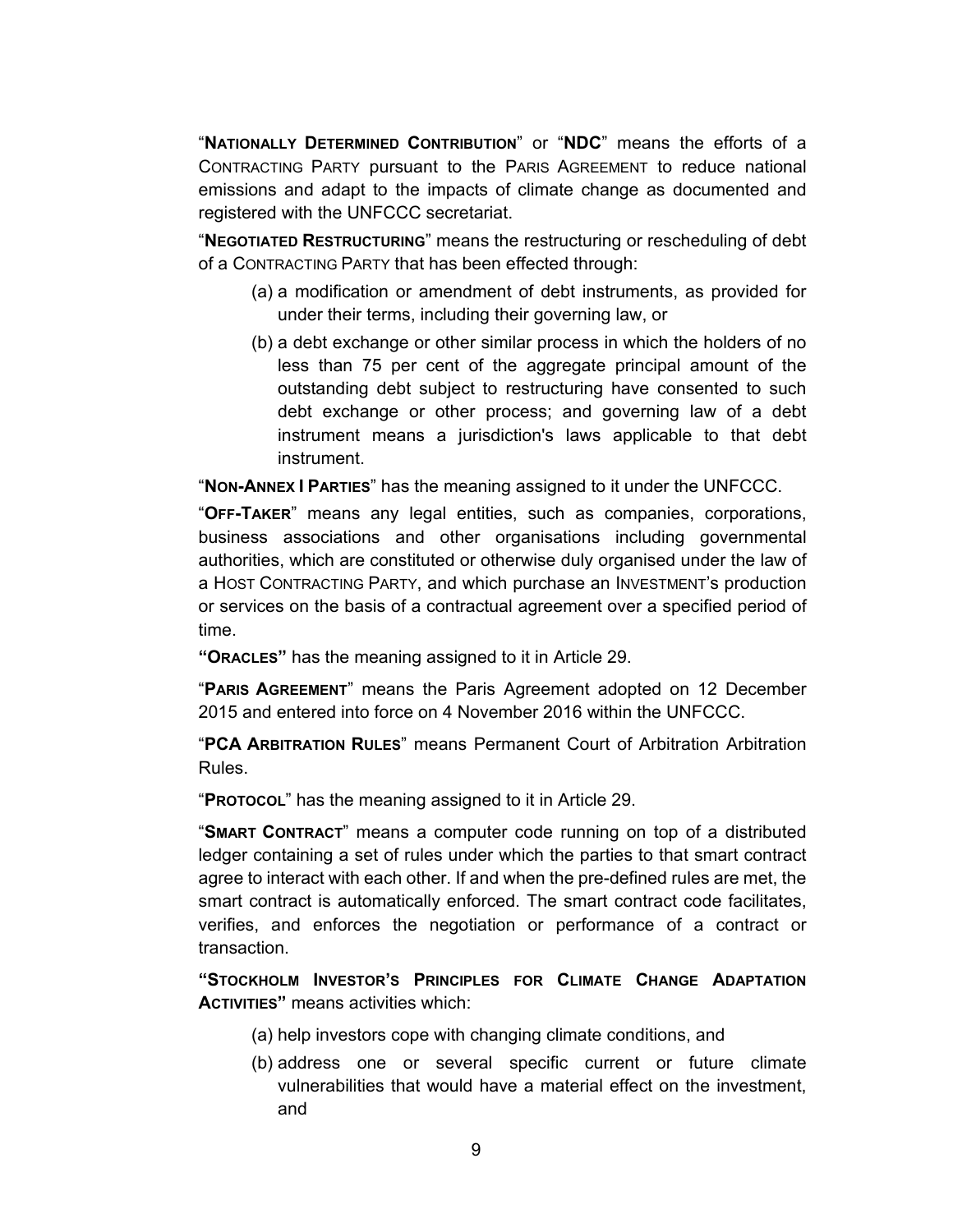"**NATIONALLY DETERMINED CONTRIBUTION**" or "**NDC**" means the efforts of a CONTRACTING PARTY pursuant to the PARIS AGREEMENT to reduce national emissions and adapt to the impacts of climate change as documented and registered with the UNFCCC secretariat.

"**NEGOTIATED RESTRUCTURING**" means the restructuring or rescheduling of debt of a CONTRACTING PARTY that has been effected through:

(a) a modification or amendment of debt instruments, as provided for under their terms, including their governing law, or

(b) a debt exchange or other similar process in which the holders of no less than 75 per cent of the aggregate principal amount of the outstanding debt subject to restructuring have consented to such debt exchange or other process; and governing law of a debt instrument means a jurisdiction's laws applicable to that debt instrument.

"**NON-ANNEX I PARTIES**" has the meaning assigned to it under the UNFCCC.

"**OFF-TAKER**" means any legal entities, such as companies, corporations, business associations and other organisations including governmental authorities, which are constituted or otherwise duly organised under the law of a HOST CONTRACTING PARTY, and which purchase an INVESTMENT's production or services on the basis of a contractual agreement over a specified period of time.

**"ORACLES"** has the meaning assigned to it in Article 29.

"**PARIS AGREEMENT**" means the Paris Agreement adopted on 12 December 2015 and entered into force on 4 November 2016 within the UNFCCC.

"**PCA ARBITRATION RULES**" means Permanent Court of Arbitration Arbitration Rules.

"**PROTOCOL**" has the meaning assigned to it in Article 29.

"**SMART CONTRACT**" means a computer code running on top of a distributed ledger containing a set of rules under which the parties to that smart contract agree to interact with each other. If and when the pre-defined rules are met, the smart contract is automatically enforced. The smart contract code facilitates, verifies, and enforces the negotiation or performance of a contract or transaction.

**"STOCKHOLM INVESTOR'S PRINCIPLES FOR CLIMATE CHANGE ADAPTATION ACTIVITIES"** means activities which:

(a) help investors cope with changing climate conditions, and

(b) address one or several specific current or future climate vulnerabilities that would have a material effect on the investment, and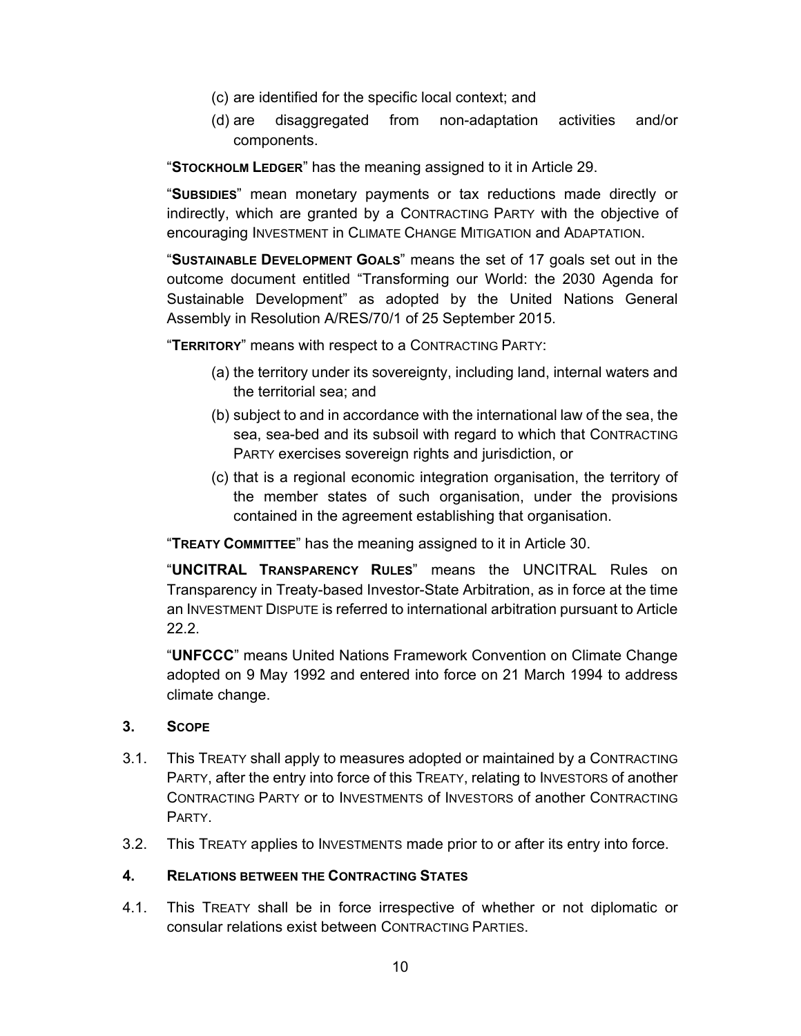(c) are identified for the specific local context; and

(d) are disaggregated from non-adaptation activities and/or components.

"**STOCKHOLM LEDGER**" has the meaning assigned to it in Article 29.

"**SUBSIDIES**" mean monetary payments or tax reductions made directly or indirectly, which are granted by a CONTRACTING PARTY with the objective of encouraging INVESTMENT in CLIMATE CHANGE MITIGATION and ADAPTATION.

"**SUSTAINABLE DEVELOPMENT GOALS**" means the set of 17 goals set out in the outcome document entitled "Transforming our World: the 2030 Agenda for Sustainable Development" as adopted by the United Nations General Assembly in Resolution A/RES/70/1 of 25 September 2015.

"**TERRITORY**" means with respect to a CONTRACTING PARTY:

(a) the territory under its sovereignty, including land, internal waters and the territorial sea; and

(b) subject to and in accordance with the international law of the sea, the sea, sea-bed and its subsoil with regard to which that CONTRACTING PARTY exercises sovereign rights and jurisdiction, or

(c) that is a regional economic integration organisation, the territory of the member states of such organisation, under the provisions contained in the agreement establishing that organisation.

"**TREATY COMMITTEE**" has the meaning assigned to it in Article 30.

"**UNCITRAL TRANSPARENCY RULES**" means the UNCITRAL Rules on Transparency in Treaty-based Investor-State Arbitration, as in force at the time an INVESTMENT DISPUTE is referred to international arbitration pursuant to Article 22.2.

"**UNFCCC**" means United Nations Framework Convention on Climate Change adopted on 9 May 1992 and entered into force on 21 March 1994 to address climate change.

## 3. SCOPE

3.1. This TREATY shall apply to measures adopted or maintained by a CONTRACTING PARTY, after the entry into force of this TREATY, relating to INVESTORS of another CONTRACTING PARTY or to INVESTMENTS of INVESTORS of another CONTRACTING PARTY.

3.2. This TREATY applies to INVESTMENTS made prior to or after its entry into force.

## 4. RELATIONS BETWEEN THE CONTRACTING STATES

4.1. This TREATY shall be in force irrespective of whether or not diplomatic or consular relations exist between CONTRACTING PARTIES.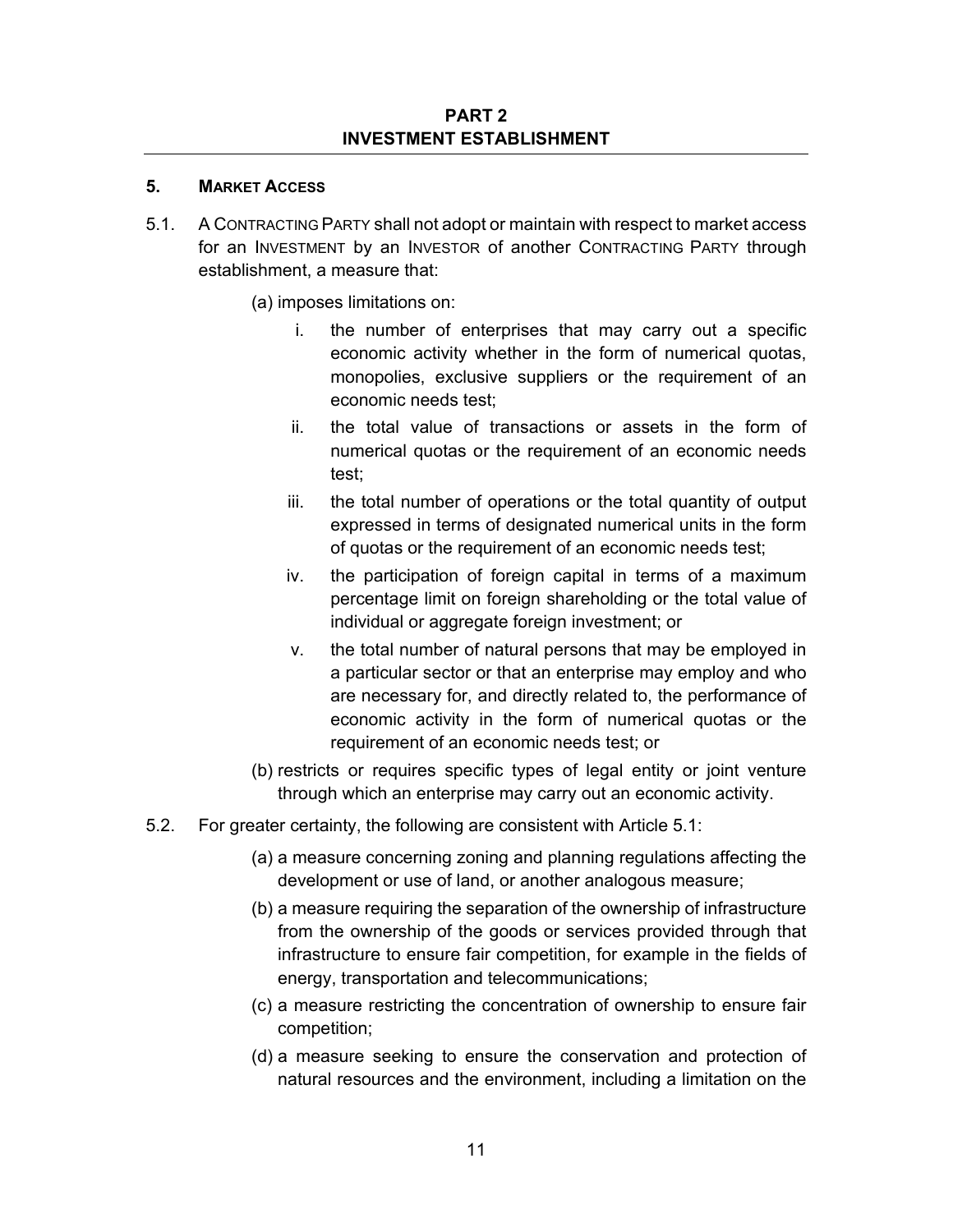## PART 2
## INVESTMENT ESTABLISHMENT

### 5. MARKET ACCESS

5.1. A CONTRACTING PARTY shall not adopt or maintain with respect to market access for an INVESTMENT by an INVESTOR of another CONTRACTING PARTY through establishment, a measure that:

(a) imposes limitations on:

i. the number of enterprises that may carry out a specific economic activity whether in the form of numerical quotas, monopolies, exclusive suppliers or the requirement of an economic needs test;

ii. the total value of transactions or assets in the form of numerical quotas or the requirement of an economic needs test;

iii. the total number of operations or the total quantity of output expressed in terms of designated numerical units in the form of quotas or the requirement of an economic needs test;

iv. the participation of foreign capital in terms of a maximum percentage limit on foreign shareholding or the total value of individual or aggregate foreign investment; or

v. the total number of natural persons that may be employed in a particular sector or that an enterprise may employ and who are necessary for, and directly related to, the performance of economic activity in the form of numerical quotas or the requirement of an economic needs test; or

(b) restricts or requires specific types of legal entity or joint venture through which an enterprise may carry out an economic activity.

5.2. For greater certainty, the following are consistent with Article 5.1:

(a) a measure concerning zoning and planning regulations affecting the development or use of land, or another analogous measure;

(b) a measure requiring the separation of the ownership of infrastructure from the ownership of the goods or services provided through that infrastructure to ensure fair competition, for example in the fields of energy, transportation and telecommunications;

(c) a measure restricting the concentration of ownership to ensure fair competition;

(d) a measure seeking to ensure the conservation and protection of natural resources and the environment, including a limitation on the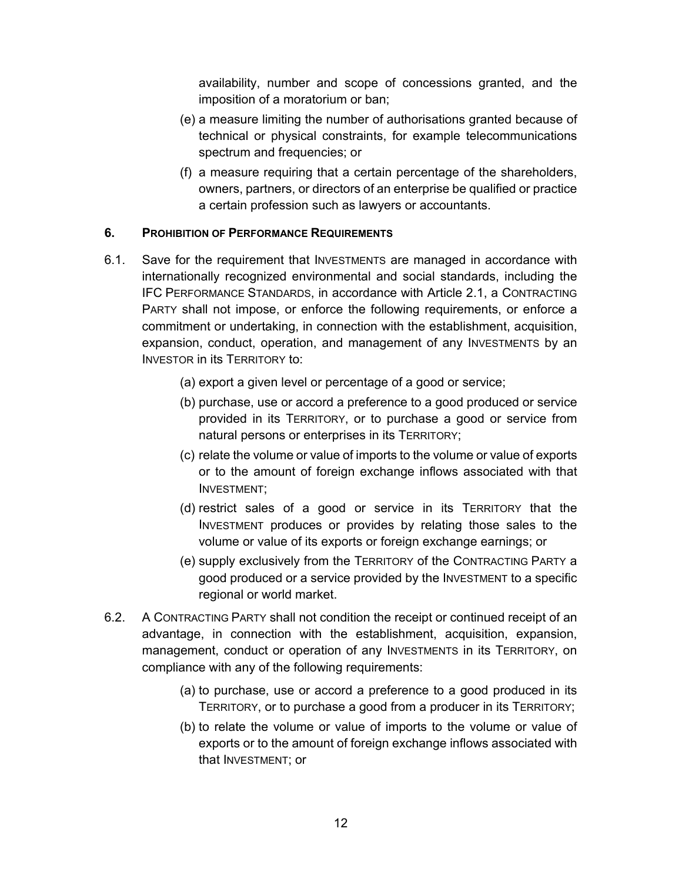availability, number and scope of concessions granted, and the imposition of a moratorium or ban;

(e) a measure limiting the number of authorisations granted because of technical or physical constraints, for example telecommunications spectrum and frequencies; or

(f) a measure requiring that a certain percentage of the shareholders, owners, partners, or directors of an enterprise be qualified or practice a certain profession such as lawyers or accountants.

### 6. PROHIBITION OF PERFORMANCE REQUIREMENTS

6.1. Save for the requirement that INVESTMENTS are managed in accordance with internationally recognized environmental and social standards, including the IFC PERFORMANCE STANDARDS, in accordance with Article 2.1, a CONTRACTING PARTY shall not impose, or enforce the following requirements, or enforce a commitment or undertaking, in connection with the establishment, acquisition, expansion, conduct, operation, and management of any INVESTMENTS by an INVESTOR in its TERRITORY to:

(a) export a given level or percentage of a good or service;

(b) purchase, use or accord a preference to a good produced or service provided in its TERRITORY, or to purchase a good or service from natural persons or enterprises in its TERRITORY;

(c) relate the volume or value of imports to the volume or value of exports or to the amount of foreign exchange inflows associated with that INVESTMENT;

(d) restrict sales of a good or service in its TERRITORY that the INVESTMENT produces or provides by relating those sales to the volume or value of its exports or foreign exchange earnings; or

(e) supply exclusively from the TERRITORY of the CONTRACTING PARTY a good produced or a service provided by the INVESTMENT to a specific regional or world market.

6.2. A CONTRACTING PARTY shall not condition the receipt or continued receipt of an advantage, in connection with the establishment, acquisition, expansion, management, conduct or operation of any INVESTMENTS in its TERRITORY, on compliance with any of the following requirements:

(a) to purchase, use or accord a preference to a good produced in its TERRITORY, or to purchase a good from a producer in its TERRITORY;

(b) to relate the volume or value of imports to the volume or value of exports or to the amount of foreign exchange inflows associated with that INVESTMENT; or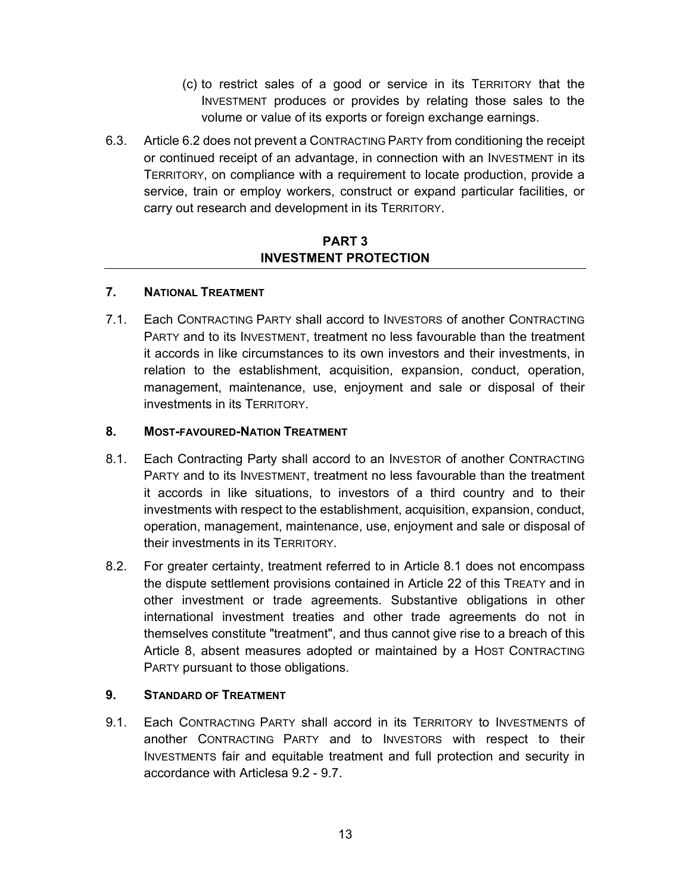(c) to restrict sales of a good or service in its TERRITORY that the INVESTMENT produces or provides by relating those sales to the volume or value of its exports or foreign exchange earnings.

6.3. Article 6.2 does not prevent a CONTRACTING PARTY from conditioning the receipt or continued receipt of an advantage, in connection with an INVESTMENT in its TERRITORY, on compliance with a requirement to locate production, provide a service, train or employ workers, construct or expand particular facilities, or carry out research and development in its TERRITORY.

## PART 3
## INVESTMENT PROTECTION

### 7. NATIONAL TREATMENT

7.1. Each CONTRACTING PARTY shall accord to INVESTORS of another CONTRACTING PARTY and to its INVESTMENT, treatment no less favourable than the treatment it accords in like circumstances to its own investors and their investments, in relation to the establishment, acquisition, expansion, conduct, operation, management, maintenance, use, enjoyment and sale or disposal of their investments in its TERRITORY.

### 8. MOST-FAVOURED-NATION TREATMENT

8.1. Each Contracting Party shall accord to an INVESTOR of another CONTRACTING PARTY and to its INVESTMENT, treatment no less favourable than the treatment it accords in like situations, to investors of a third country and to their investments with respect to the establishment, acquisition, expansion, conduct, operation, management, maintenance, use, enjoyment and sale or disposal of their investments in its TERRITORY.

8.2. For greater certainty, treatment referred to in Article 8.1 does not encompass the dispute settlement provisions contained in Article 22 of this TREATY and in other investment or trade agreements. Substantive obligations in other international investment treaties and other trade agreements do not in themselves constitute "treatment", and thus cannot give rise to a breach of this Article 8, absent measures adopted or maintained by a HOST CONTRACTING PARTY pursuant to those obligations.

### 9. STANDARD OF TREATMENT

9.1. Each CONTRACTING PARTY shall accord in its TERRITORY to INVESTMENTS of another CONTRACTING PARTY and to INVESTORS with respect to their INVESTMENTS fair and equitable treatment and full protection and security in accordance with Articlesa 9.2 - 9.7.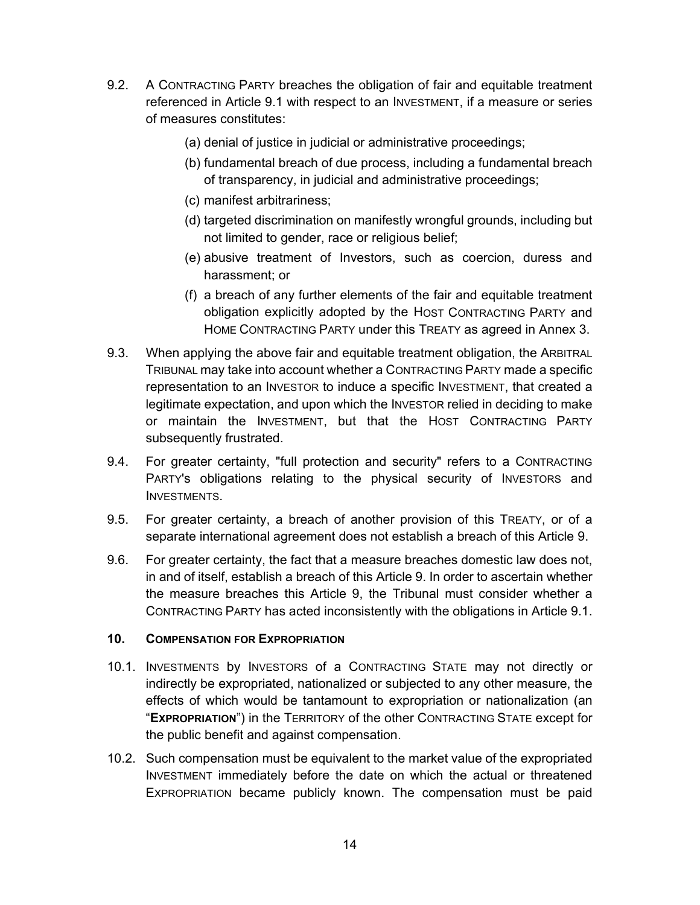9.2. A CONTRACTING PARTY breaches the obligation of fair and equitable treatment referenced in Article 9.1 with respect to an INVESTMENT, if a measure or series of measures constitutes:

(a) denial of justice in judicial or administrative proceedings;

(b) fundamental breach of due process, including a fundamental breach of transparency, in judicial and administrative proceedings;

(c) manifest arbitrariness;

(d) targeted discrimination on manifestly wrongful grounds, including but not limited to gender, race or religious belief;

(e) abusive treatment of Investors, such as coercion, duress and harassment; or

(f) a breach of any further elements of the fair and equitable treatment obligation explicitly adopted by the HOST CONTRACTING PARTY and HOME CONTRACTING PARTY under this TREATY as agreed in Annex 3.

9.3. When applying the above fair and equitable treatment obligation, the ARBITRAL TRIBUNAL may take into account whether a CONTRACTING PARTY made a specific representation to an INVESTOR to induce a specific INVESTMENT, that created a legitimate expectation, and upon which the INVESTOR relied in deciding to make or maintain the INVESTMENT, but that the HOST CONTRACTING PARTY subsequently frustrated.

9.4. For greater certainty, "full protection and security" refers to a CONTRACTING PARTY's obligations relating to the physical security of INVESTORS and INVESTMENTS.

9.5. For greater certainty, a breach of another provision of this TREATY, or of a separate international agreement does not establish a breach of this Article 9.

9.6. For greater certainty, the fact that a measure breaches domestic law does not, in and of itself, establish a breach of this Article 9. In order to ascertain whether the measure breaches this Article 9, the Tribunal must consider whether a CONTRACTING PARTY has acted inconsistently with the obligations in Article 9.1.

## 10. COMPENSATION FOR EXPROPRIATION

10.1. INVESTMENTS by INVESTORS of a CONTRACTING STATE may not directly or indirectly be expropriated, nationalized or subjected to any other measure, the effects of which would be tantamount to expropriation or nationalization (an "**EXPROPRIATION**") in the TERRITORY of the other CONTRACTING STATE except for the public benefit and against compensation.

10.2. Such compensation must be equivalent to the market value of the expropriated INVESTMENT immediately before the date on which the actual or threatened EXPROPRIATION became publicly known. The compensation must be paid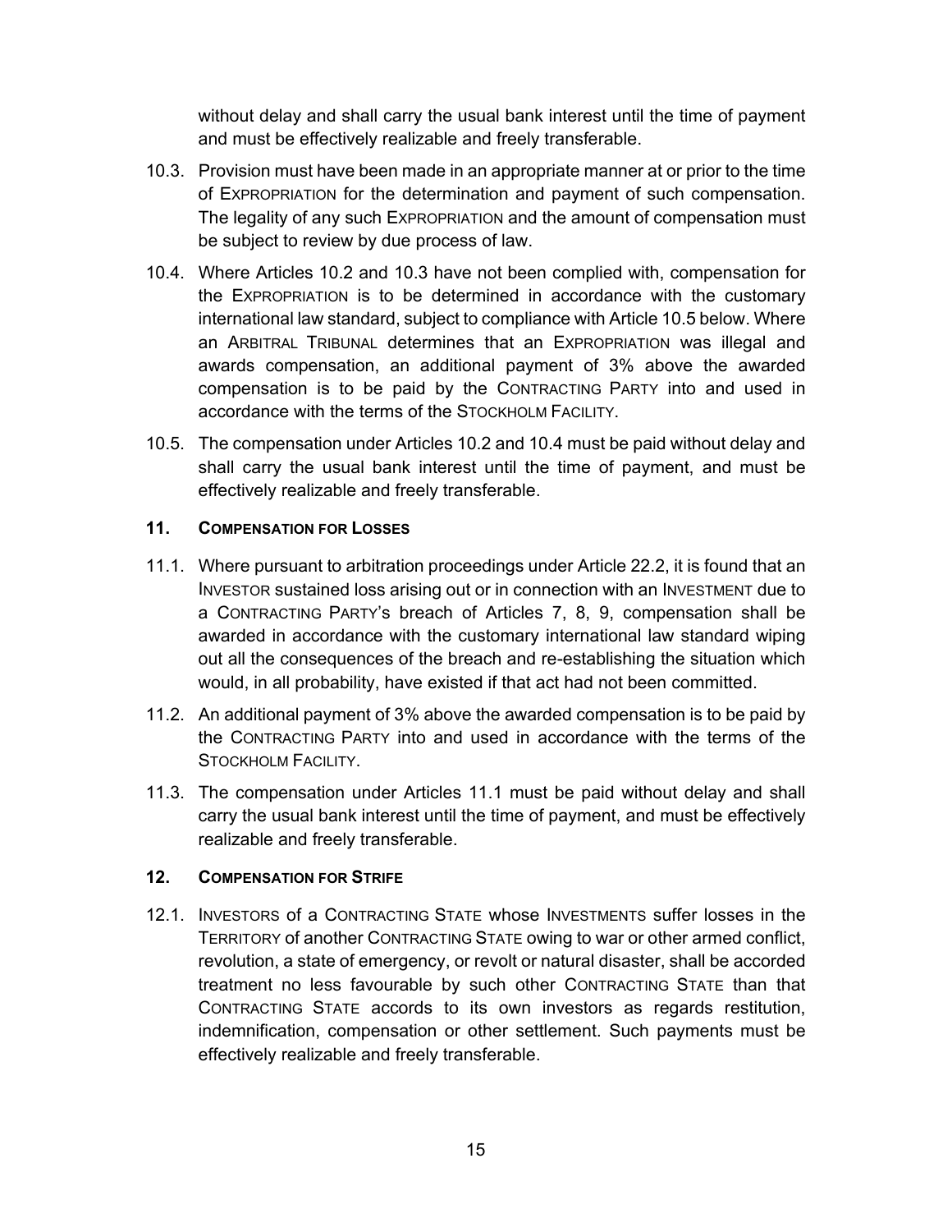without delay and shall carry the usual bank interest until the time of payment and must be effectively realizable and freely transferable.

10.3. Provision must have been made in an appropriate manner at or prior to the time of EXPROPRIATION for the determination and payment of such compensation. The legality of any such EXPROPRIATION and the amount of compensation must be subject to review by due process of law.

10.4. Where Articles 10.2 and 10.3 have not been complied with, compensation for the EXPROPRIATION is to be determined in accordance with the customary international law standard, subject to compliance with Article 10.5 below. Where an ARBITRAL TRIBUNAL determines that an EXPROPRIATION was illegal and awards compensation, an additional payment of 3% above the awarded compensation is to be paid by the CONTRACTING PARTY into and used in accordance with the terms of the STOCKHOLM FACILITY.

10.5. The compensation under Articles 10.2 and 10.4 must be paid without delay and shall carry the usual bank interest until the time of payment, and must be effectively realizable and freely transferable.

## 11. COMPENSATION FOR LOSSES

11.1. Where pursuant to arbitration proceedings under Article 22.2, it is found that an INVESTOR sustained loss arising out or in connection with an INVESTMENT due to a CONTRACTING PARTY's breach of Articles 7, 8, 9, compensation shall be awarded in accordance with the customary international law standard wiping out all the consequences of the breach and re-establishing the situation which would, in all probability, have existed if that act had not been committed.

11.2. An additional payment of 3% above the awarded compensation is to be paid by the CONTRACTING PARTY into and used in accordance with the terms of the STOCKHOLM FACILITY.

11.3. The compensation under Articles 11.1 must be paid without delay and shall carry the usual bank interest until the time of payment, and must be effectively realizable and freely transferable.

## 12. COMPENSATION FOR STRIFE

12.1. INVESTORS of a CONTRACTING STATE whose INVESTMENTS suffer losses in the TERRITORY of another CONTRACTING STATE owing to war or other armed conflict, revolution, a state of emergency, or revolt or natural disaster, shall be accorded treatment no less favourable by such other CONTRACTING STATE than that CONTRACTING STATE accords to its own investors as regards restitution, indemnification, compensation or other settlement. Such payments must be effectively realizable and freely transferable.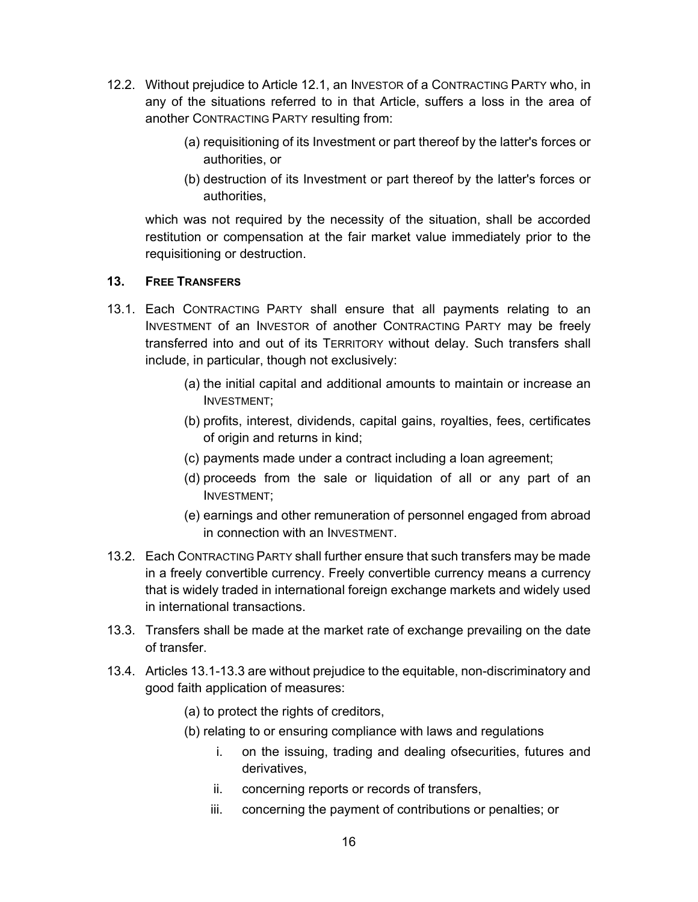12.2. Without prejudice to Article 12.1, an INVESTOR of a CONTRACTING PARTY who, in any of the situations referred to in that Article, suffers a loss in the area of another CONTRACTING PARTY resulting from:

   (a) requisitioning of its Investment or part thereof by the latter's forces or authorities, or

   (b) destruction of its Investment or part thereof by the latter's forces or authorities,

   which was not required by the necessity of the situation, shall be accorded restitution or compensation at the fair market value immediately prior to the requisitioning or destruction.

### 13. FREE TRANSFERS

13.1. Each CONTRACTING PARTY shall ensure that all payments relating to an INVESTMENT of an INVESTOR of another CONTRACTING PARTY may be freely transferred into and out of its TERRITORY without delay. Such transfers shall include, in particular, though not exclusively:

   (a) the initial capital and additional amounts to maintain or increase an INVESTMENT;

   (b) profits, interest, dividends, capital gains, royalties, fees, certificates of origin and returns in kind;

   (c) payments made under a contract including a loan agreement;

   (d) proceeds from the sale or liquidation of all or any part of an INVESTMENT;

   (e) earnings and other remuneration of personnel engaged from abroad in connection with an INVESTMENT.

13.2. Each CONTRACTING PARTY shall further ensure that such transfers may be made in a freely convertible currency. Freely convertible currency means a currency that is widely traded in international foreign exchange markets and widely used in international transactions.

13.3. Transfers shall be made at the market rate of exchange prevailing on the date of transfer.

13.4. Articles 13.1-13.3 are without prejudice to the equitable, non-discriminatory and good faith application of measures:

   (a) to protect the rights of creditors,

   (b) relating to or ensuring compliance with laws and regulations

      i. on the issuing, trading and dealing ofsecurities, futures and derivatives,

      ii. concerning reports or records of transfers,

      iii. concerning the payment of contributions or penalties; or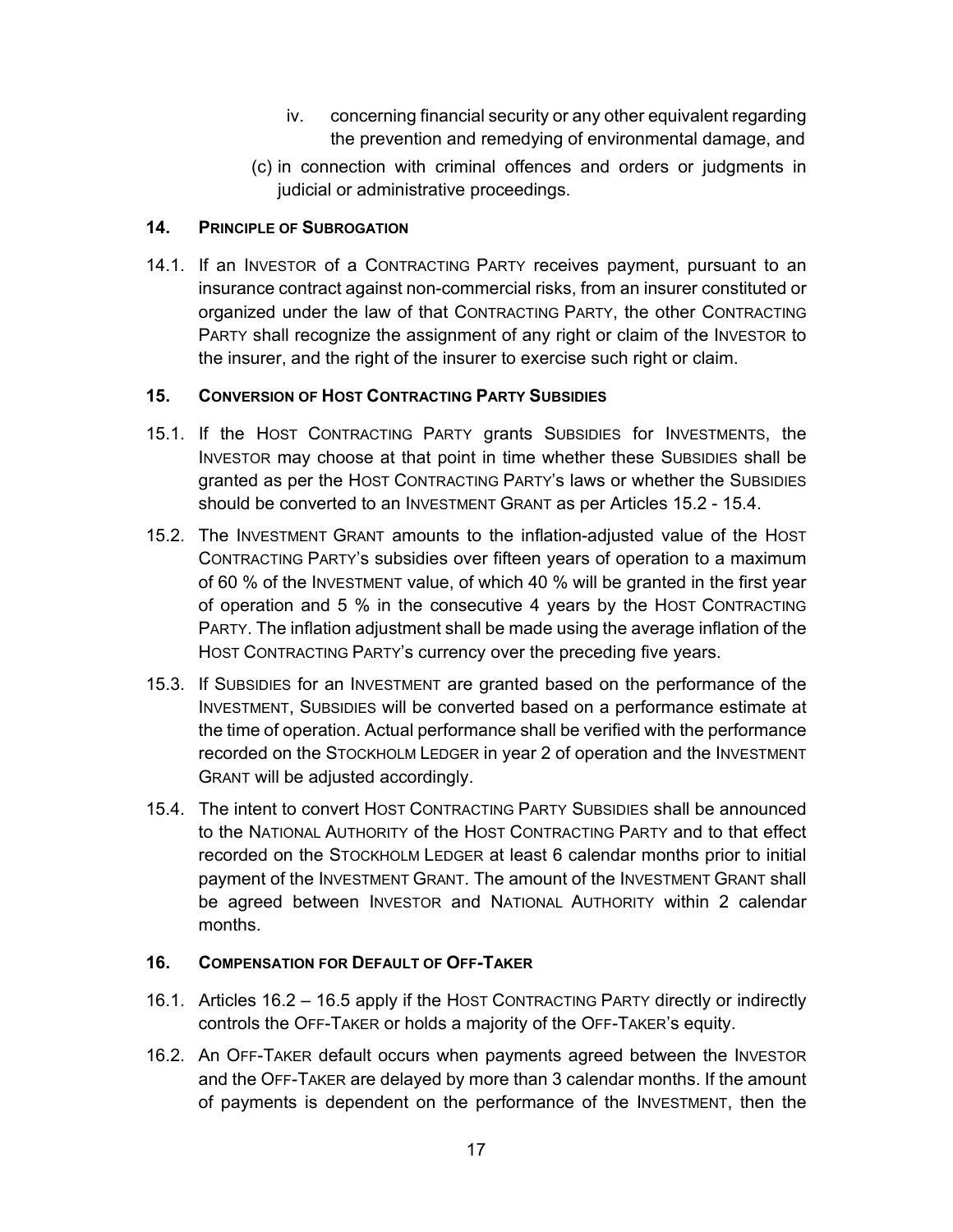iv. concerning financial security or any other equivalent regarding the prevention and remedying of environmental damage, and

(c) in connection with criminal offences and orders or judgments in judicial or administrative proceedings.

### 14. Principle of Subrogation

14.1. If an Investor of a Contracting Party receives payment, pursuant to an insurance contract against non-commercial risks, from an insurer constituted or organized under the law of that Contracting Party, the other Contracting Party shall recognize the assignment of any right or claim of the Investor to the insurer, and the right of the insurer to exercise such right or claim.

### 15. Conversion of Host Contracting Party Subsidies

15.1. If the Host Contracting Party grants Subsidies for Investments, the Investor may choose at that point in time whether these Subsidies shall be granted as per the Host Contracting Party's laws or whether the Subsidies should be converted to an Investment Grant as per Articles 15.2 - 15.4.

15.2. The Investment Grant amounts to the inflation-adjusted value of the Host Contracting Party's subsidies over fifteen years of operation to a maximum of 60 % of the Investment value, of which 40 % will be granted in the first year of operation and 5 % in the consecutive 4 years by the Host Contracting Party. The inflation adjustment shall be made using the average inflation of the Host Contracting Party's currency over the preceding five years.

15.3. If Subsidies for an Investment are granted based on the performance of the Investment, Subsidies will be converted based on a performance estimate at the time of operation. Actual performance shall be verified with the performance recorded on the Stockholm Ledger in year 2 of operation and the Investment Grant will be adjusted accordingly.

15.4. The intent to convert Host Contracting Party Subsidies shall be announced to the National Authority of the Host Contracting Party and to that effect recorded on the Stockholm Ledger at least 6 calendar months prior to initial payment of the Investment Grant. The amount of the Investment Grant shall be agreed between Investor and National Authority within 2 calendar months.

### 16. Compensation for Default of Off-Taker

16.1. Articles 16.2 – 16.5 apply if the Host Contracting Party directly or indirectly controls the Off-Taker or holds a majority of the Off-Taker's equity.

16.2. An Off-Taker default occurs when payments agreed between the Investor and the Off-Taker are delayed by more than 3 calendar months. If the amount of payments is dependent on the performance of the Investment, then the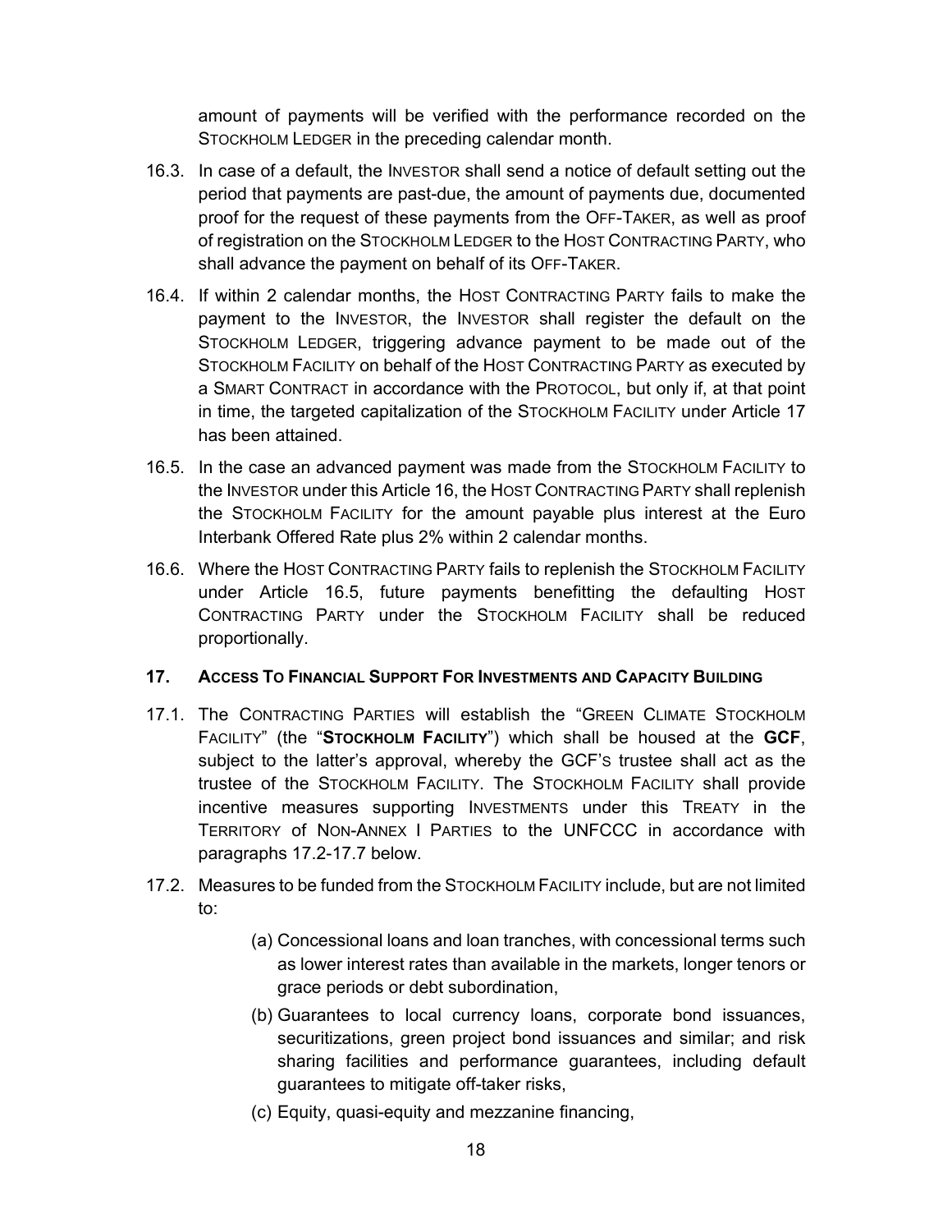amount of payments will be verified with the performance recorded on the STOCKHOLM LEDGER in the preceding calendar month.

16.3. In case of a default, the INVESTOR shall send a notice of default setting out the period that payments are past-due, the amount of payments due, documented proof for the request of these payments from the OFF-TAKER, as well as proof of registration on the STOCKHOLM LEDGER to the HOST CONTRACTING PARTY, who shall advance the payment on behalf of its OFF-TAKER.

16.4. If within 2 calendar months, the HOST CONTRACTING PARTY fails to make the payment to the INVESTOR, the INVESTOR shall register the default on the STOCKHOLM LEDGER, triggering advance payment to be made out of the STOCKHOLM FACILITY on behalf of the HOST CONTRACTING PARTY as executed by a SMART CONTRACT in accordance with the PROTOCOL, but only if, at that point in time, the targeted capitalization of the STOCKHOLM FACILITY under Article 17 has been attained.

16.5. In the case an advanced payment was made from the STOCKHOLM FACILITY to the INVESTOR under this Article 16, the HOST CONTRACTING PARTY shall replenish the STOCKHOLM FACILITY for the amount payable plus interest at the Euro Interbank Offered Rate plus 2% within 2 calendar months.

16.6. Where the HOST CONTRACTING PARTY fails to replenish the STOCKHOLM FACILITY under Article 16.5, future payments benefitting the defaulting HOST CONTRACTING PARTY under the STOCKHOLM FACILITY shall be reduced proportionally.

## 17. ACCESS TO FINANCIAL SUPPORT FOR INVESTMENTS AND CAPACITY BUILDING

17.1. The CONTRACTING PARTIES will establish the "GREEN CLIMATE STOCKHOLM FACILITY" (the "**STOCKHOLM FACILITY**") which shall be housed at the **GCF**, subject to the latter's approval, whereby the GCF'S trustee shall act as the trustee of the STOCKHOLM FACILITY. The STOCKHOLM FACILITY shall provide incentive measures supporting INVESTMENTS under this TREATY in the TERRITORY of NON-ANNEX I PARTIES to the UNFCCC in accordance with paragraphs 17.2-17.7 below.

17.2. Measures to be funded from the STOCKHOLM FACILITY include, but are not limited to:

(a) Concessional loans and loan tranches, with concessional terms such as lower interest rates than available in the markets, longer tenors or grace periods or debt subordination,

(b) Guarantees to local currency loans, corporate bond issuances, securitizations, green project bond issuances and similar; and risk sharing facilities and performance guarantees, including default guarantees to mitigate off-taker risks,

(c) Equity, quasi-equity and mezzanine financing,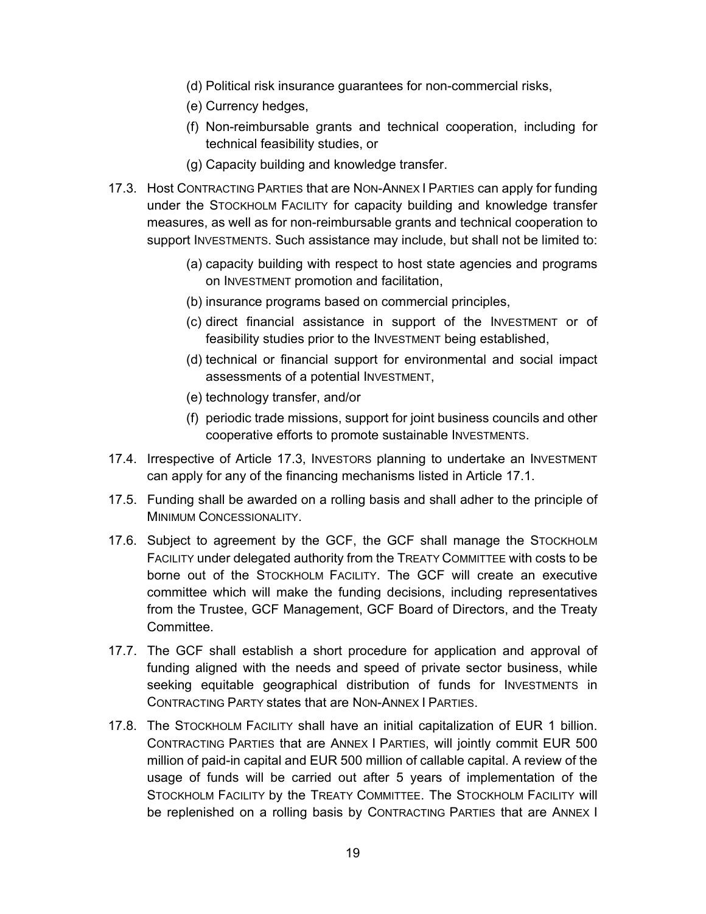(d) Political risk insurance guarantees for non-commercial risks,

(e) Currency hedges,

(f) Non-reimbursable grants and technical cooperation, including for technical feasibility studies, or

(g) Capacity building and knowledge transfer.

17.3. Host CONTRACTING PARTIES that are NON-ANNEX I PARTIES can apply for funding under the STOCKHOLM FACILITY for capacity building and knowledge transfer measures, as well as for non-reimbursable grants and technical cooperation to support INVESTMENTS. Such assistance may include, but shall not be limited to:

(a) capacity building with respect to host state agencies and programs on INVESTMENT promotion and facilitation,

(b) insurance programs based on commercial principles,

(c) direct financial assistance in support of the INVESTMENT or of feasibility studies prior to the INVESTMENT being established,

(d) technical or financial support for environmental and social impact assessments of a potential INVESTMENT,

(e) technology transfer, and/or

(f) periodic trade missions, support for joint business councils and other cooperative efforts to promote sustainable INVESTMENTS.

17.4. Irrespective of Article 17.3, INVESTORS planning to undertake an INVESTMENT can apply for any of the financing mechanisms listed in Article 17.1.

17.5. Funding shall be awarded on a rolling basis and shall adher to the principle of MINIMUM CONCESSIONALITY.

17.6. Subject to agreement by the GCF, the GCF shall manage the STOCKHOLM FACILITY under delegated authority from the TREATY COMMITTEE with costs to be borne out of the STOCKHOLM FACILITY. The GCF will create an executive committee which will make the funding decisions, including representatives from the Trustee, GCF Management, GCF Board of Directors, and the Treaty Committee.

17.7. The GCF shall establish a short procedure for application and approval of funding aligned with the needs and speed of private sector business, while seeking equitable geographical distribution of funds for INVESTMENTS in CONTRACTING PARTY states that are NON-ANNEX I PARTIES.

17.8. The STOCKHOLM FACILITY shall have an initial capitalization of EUR 1 billion. CONTRACTING PARTIES that are ANNEX I PARTIES, will jointly commit EUR 500 million of paid-in capital and EUR 500 million of callable capital. A review of the usage of funds will be carried out after 5 years of implementation of the STOCKHOLM FACILITY by the TREATY COMMITTEE. The STOCKHOLM FACILITY will be replenished on a rolling basis by CONTRACTING PARTIES that are ANNEX I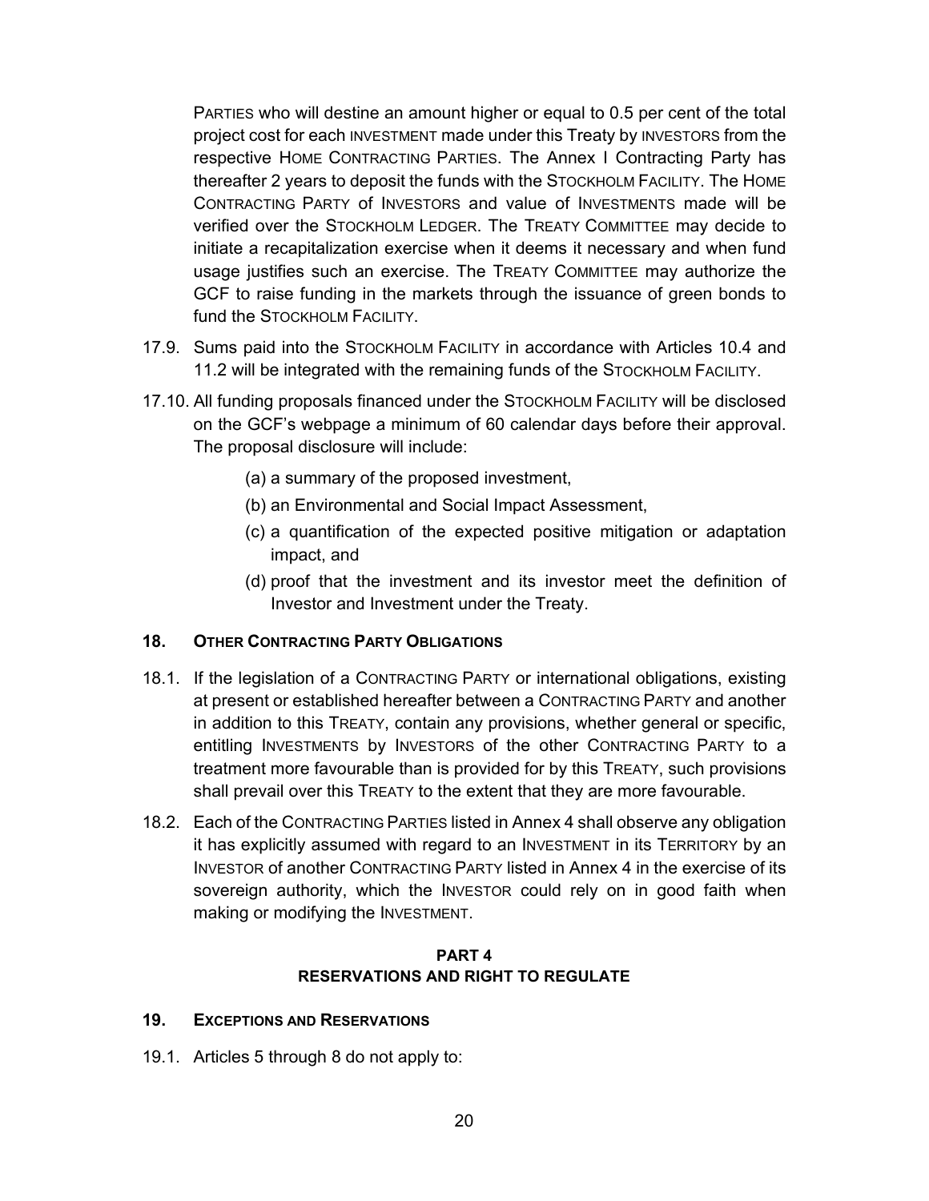PARTIES who will destine an amount higher or equal to 0.5 per cent of the total project cost for each INVESTMENT made under this Treaty by INVESTORS from the respective HOME CONTRACTING PARTIES. The Annex I Contracting Party has thereafter 2 years to deposit the funds with the STOCKHOLM FACILITY. The HOME CONTRACTING PARTY of INVESTORS and value of INVESTMENTS made will be verified over the STOCKHOLM LEDGER. The TREATY COMMITTEE may decide to initiate a recapitalization exercise when it deems it necessary and when fund usage justifies such an exercise. The TREATY COMMITTEE may authorize the GCF to raise funding in the markets through the issuance of green bonds to fund the STOCKHOLM FACILITY.

17.9. Sums paid into the STOCKHOLM FACILITY in accordance with Articles 10.4 and 11.2 will be integrated with the remaining funds of the STOCKHOLM FACILITY.

17.10. All funding proposals financed under the STOCKHOLM FACILITY will be disclosed on the GCF's webpage a minimum of 60 calendar days before their approval. The proposal disclosure will include:

(a) a summary of the proposed investment,

(b) an Environmental and Social Impact Assessment,

(c) a quantification of the expected positive mitigation or adaptation impact, and

(d) proof that the investment and its investor meet the definition of Investor and Investment under the Treaty.

## 18. OTHER CONTRACTING PARTY OBLIGATIONS

18.1. If the legislation of a CONTRACTING PARTY or international obligations, existing at present or established hereafter between a CONTRACTING PARTY and another in addition to this TREATY, contain any provisions, whether general or specific, entitling INVESTMENTS by INVESTORS of the other CONTRACTING PARTY to a treatment more favourable than is provided for by this TREATY, such provisions shall prevail over this TREATY to the extent that they are more favourable.

18.2. Each of the CONTRACTING PARTIES listed in Annex 4 shall observe any obligation it has explicitly assumed with regard to an INVESTMENT in its TERRITORY by an INVESTOR of another CONTRACTING PARTY listed in Annex 4 in the exercise of its sovereign authority, which the INVESTOR could rely on in good faith when making or modifying the INVESTMENT.

# PART 4
# RESERVATIONS AND RIGHT TO REGULATE

## 19. EXCEPTIONS AND RESERVATIONS

19.1. Articles 5 through 8 do not apply to: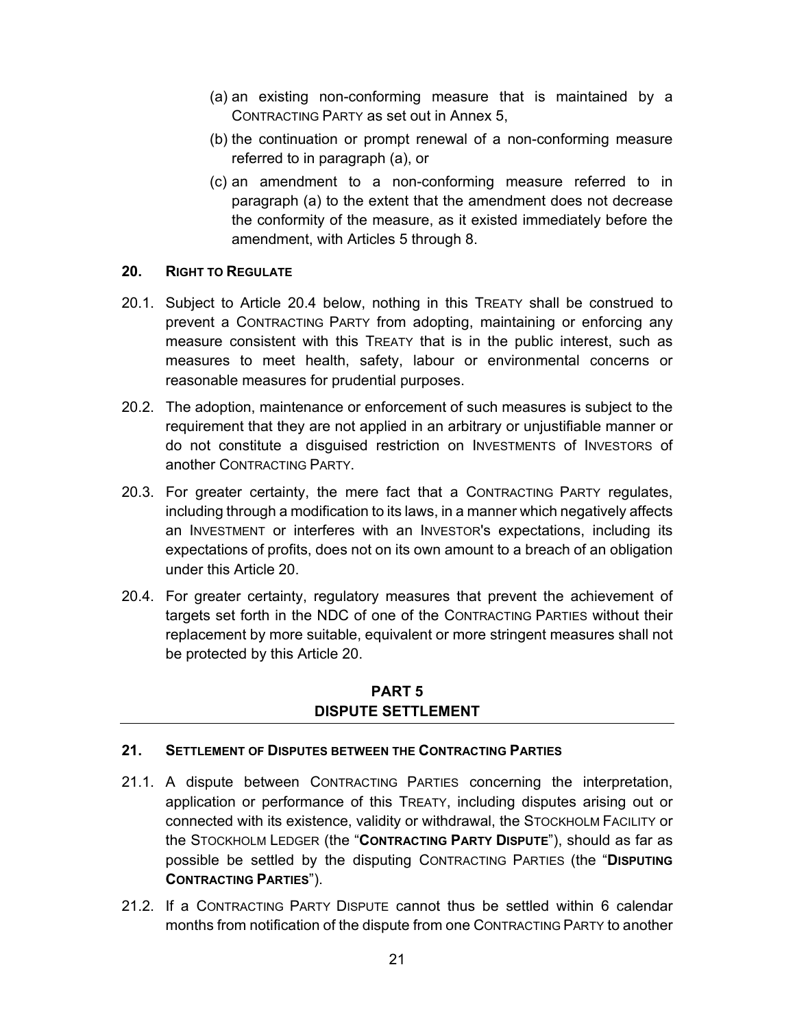(a) an existing non-conforming measure that is maintained by a CONTRACTING PARTY as set out in Annex 5,

(b) the continuation or prompt renewal of a non-conforming measure referred to in paragraph (a), or

(c) an amendment to a non-conforming measure referred to in paragraph (a) to the extent that the amendment does not decrease the conformity of the measure, as it existed immediately before the amendment, with Articles 5 through 8.

### 20. RIGHT TO REGULATE

20.1. Subject to Article 20.4 below, nothing in this TREATY shall be construed to prevent a CONTRACTING PARTY from adopting, maintaining or enforcing any measure consistent with this TREATY that is in the public interest, such as measures to meet health, safety, labour or environmental concerns or reasonable measures for prudential purposes.

20.2. The adoption, maintenance or enforcement of such measures is subject to the requirement that they are not applied in an arbitrary or unjustifiable manner or do not constitute a disguised restriction on INVESTMENTS of INVESTORS of another CONTRACTING PARTY.

20.3. For greater certainty, the mere fact that a CONTRACTING PARTY regulates, including through a modification to its laws, in a manner which negatively affects an INVESTMENT or interferes with an INVESTOR's expectations, including its expectations of profits, does not on its own amount to a breach of an obligation under this Article 20.

20.4. For greater certainty, regulatory measures that prevent the achievement of targets set forth in the NDC of one of the CONTRACTING PARTIES without their replacement by more suitable, equivalent or more stringent measures shall not be protected by this Article 20.

## PART 5
## DISPUTE SETTLEMENT

### 21. SETTLEMENT OF DISPUTES BETWEEN THE CONTRACTING PARTIES

21.1. A dispute between CONTRACTING PARTIES concerning the interpretation, application or performance of this TREATY, including disputes arising out or connected with its existence, validity or withdrawal, the STOCKHOLM FACILITY or the STOCKHOLM LEDGER (the "**CONTRACTING PARTY DISPUTE**"), should as far as possible be settled by the disputing CONTRACTING PARTIES (the "**DISPUTING CONTRACTING PARTIES**").

21.2. If a CONTRACTING PARTY DISPUTE cannot thus be settled within 6 calendar months from notification of the dispute from one CONTRACTING PARTY to another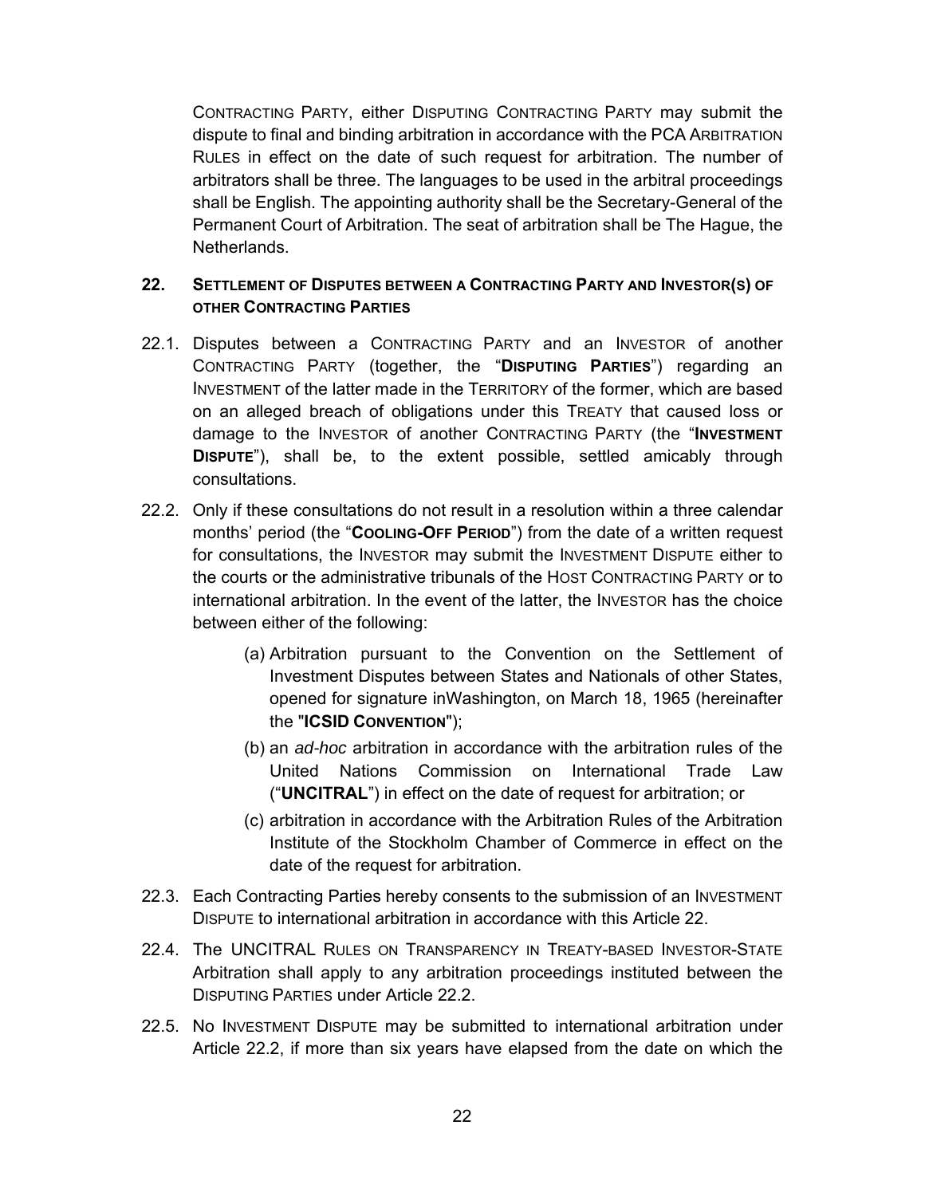CONTRACTING PARTY, either DISPUTING CONTRACTING PARTY may submit the dispute to final and binding arbitration in accordance with the PCA ARBITRATION RULES in effect on the date of such request for arbitration. The number of arbitrators shall be three. The languages to be used in the arbitral proceedings shall be English. The appointing authority shall be the Secretary-General of the Permanent Court of Arbitration. The seat of arbitration shall be The Hague, the Netherlands.

## 22. SETTLEMENT OF DISPUTES BETWEEN A CONTRACTING PARTY AND INVESTOR(S) OF OTHER CONTRACTING PARTIES

22.1. Disputes between a CONTRACTING PARTY and an INVESTOR of another CONTRACTING PARTY (together, the "**DISPUTING PARTIES**") regarding an INVESTMENT of the latter made in the TERRITORY of the former, which are based on an alleged breach of obligations under this TREATY that caused loss or damage to the INVESTOR of another CONTRACTING PARTY (the "**INVESTMENT DISPUTE**"), shall be, to the extent possible, settled amicably through consultations.

22.2. Only if these consultations do not result in a resolution within a three calendar months' period (the "**COOLING-OFF PERIOD**") from the date of a written request for consultations, the INVESTOR may submit the INVESTMENT DISPUTE either to the courts or the administrative tribunals of the HOST CONTRACTING PARTY or to international arbitration. In the event of the latter, the INVESTOR has the choice between either of the following:

(a) Arbitration pursuant to the Convention on the Settlement of Investment Disputes between States and Nationals of other States, opened for signature inWashington, on March 18, 1965 (hereinafter the "**ICSID CONVENTION**");

(b) an *ad-hoc* arbitration in accordance with the arbitration rules of the United Nations Commission on International Trade Law ("**UNCITRAL**") in effect on the date of request for arbitration; or

(c) arbitration in accordance with the Arbitration Rules of the Arbitration Institute of the Stockholm Chamber of Commerce in effect on the date of the request for arbitration.

22.3. Each Contracting Parties hereby consents to the submission of an INVESTMENT DISPUTE to international arbitration in accordance with this Article 22.

22.4. The UNCITRAL RULES ON TRANSPARENCY IN TREATY-BASED INVESTOR-STATE Arbitration shall apply to any arbitration proceedings instituted between the DISPUTING PARTIES under Article 22.2.

22.5. No INVESTMENT DISPUTE may be submitted to international arbitration under Article 22.2, if more than six years have elapsed from the date on which the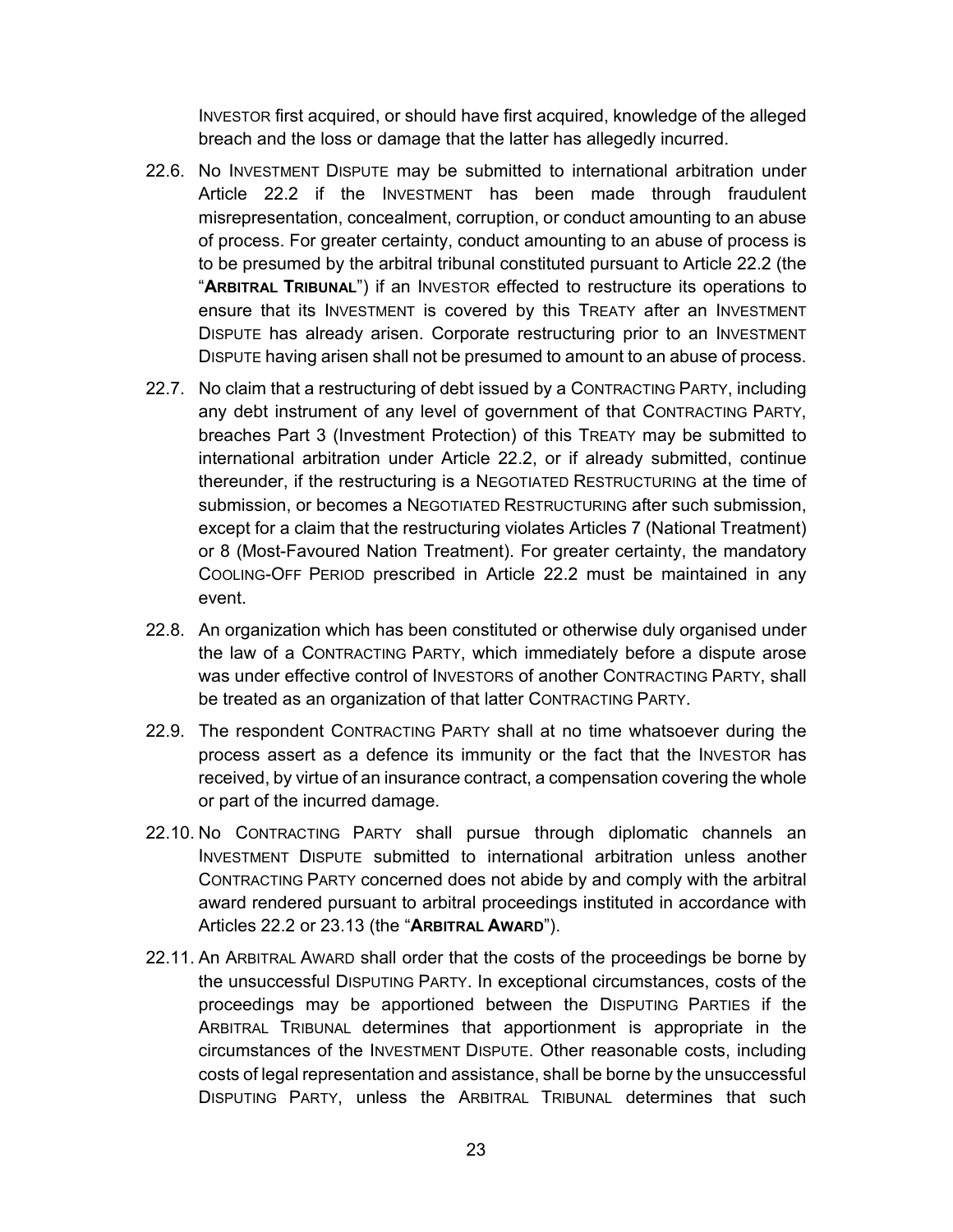INVESTOR first acquired, or should have first acquired, knowledge of the alleged breach and the loss or damage that the latter has allegedly incurred.

22.6. No INVESTMENT DISPUTE may be submitted to international arbitration under Article 22.2 if the INVESTMENT has been made through fraudulent misrepresentation, concealment, corruption, or conduct amounting to an abuse of process. For greater certainty, conduct amounting to an abuse of process is to be presumed by the arbitral tribunal constituted pursuant to Article 22.2 (the "**ARBITRAL TRIBUNAL**") if an INVESTOR effected to restructure its operations to ensure that its INVESTMENT is covered by this TREATY after an INVESTMENT DISPUTE has already arisen. Corporate restructuring prior to an INVESTMENT DISPUTE having arisen shall not be presumed to amount to an abuse of process.

22.7. No claim that a restructuring of debt issued by a CONTRACTING PARTY, including any debt instrument of any level of government of that CONTRACTING PARTY, breaches Part 3 (Investment Protection) of this TREATY may be submitted to international arbitration under Article 22.2, or if already submitted, continue thereunder, if the restructuring is a NEGOTIATED RESTRUCTURING at the time of submission, or becomes a NEGOTIATED RESTRUCTURING after such submission, except for a claim that the restructuring violates Articles 7 (National Treatment) or 8 (Most-Favoured Nation Treatment). For greater certainty, the mandatory COOLING-OFF PERIOD prescribed in Article 22.2 must be maintained in any event.

22.8. An organization which has been constituted or otherwise duly organised under the law of a CONTRACTING PARTY, which immediately before a dispute arose was under effective control of INVESTORS of another CONTRACTING PARTY, shall be treated as an organization of that latter CONTRACTING PARTY.

22.9. The respondent CONTRACTING PARTY shall at no time whatsoever during the process assert as a defence its immunity or the fact that the INVESTOR has received, by virtue of an insurance contract, a compensation covering the whole or part of the incurred damage.

22.10. No CONTRACTING PARTY shall pursue through diplomatic channels an INVESTMENT DISPUTE submitted to international arbitration unless another CONTRACTING PARTY concerned does not abide by and comply with the arbitral award rendered pursuant to arbitral proceedings instituted in accordance with Articles 22.2 or 23.13 (the "**ARBITRAL AWARD**").

22.11. An ARBITRAL AWARD shall order that the costs of the proceedings be borne by the unsuccessful DISPUTING PARTY. In exceptional circumstances, costs of the proceedings may be apportioned between the DISPUTING PARTIES if the ARBITRAL TRIBUNAL determines that apportionment is appropriate in the circumstances of the INVESTMENT DISPUTE. Other reasonable costs, including costs of legal representation and assistance, shall be borne by the unsuccessful DISPUTING PARTY, unless the ARBITRAL TRIBUNAL determines that such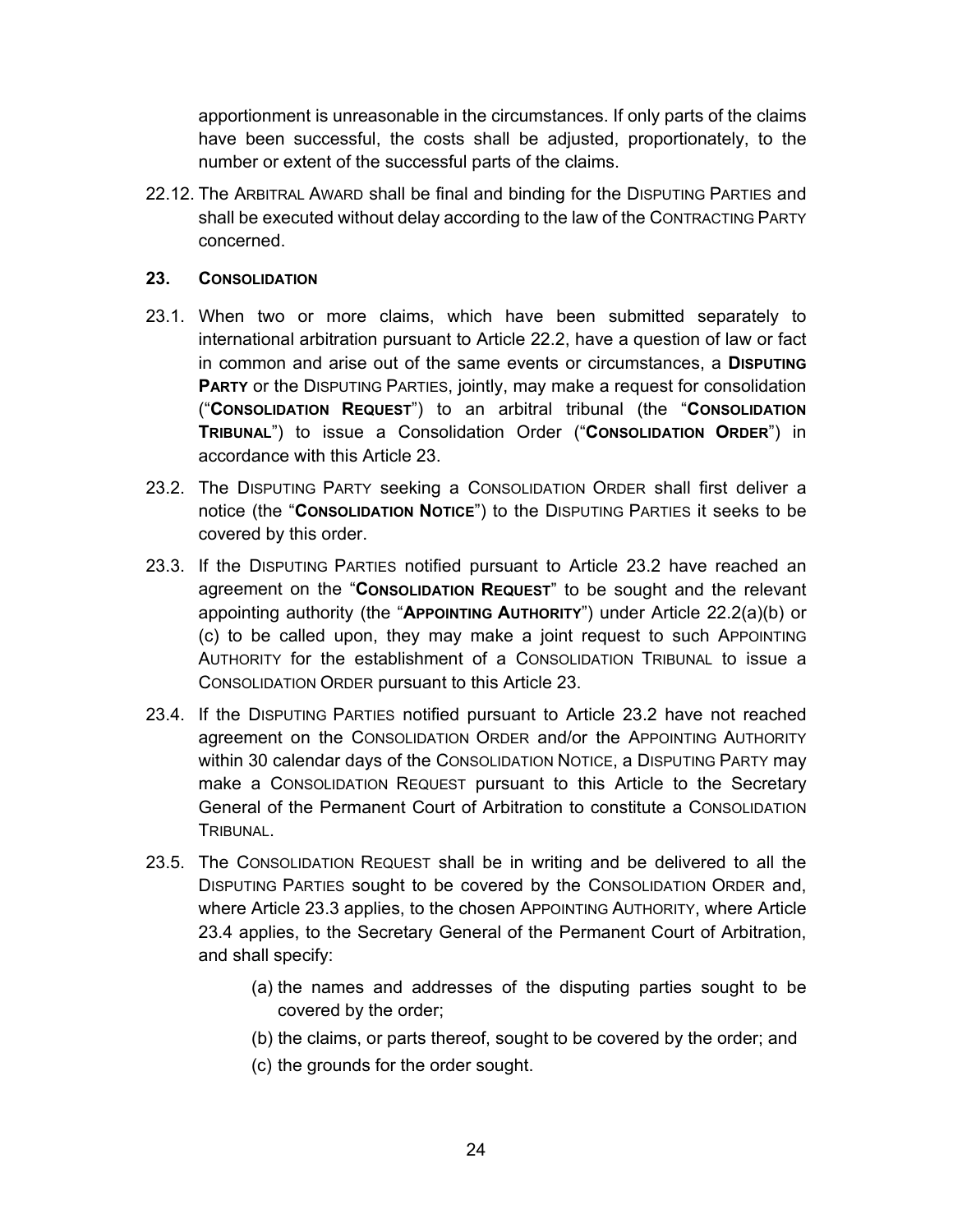apportionment is unreasonable in the circumstances. If only parts of the claims have been successful, the costs shall be adjusted, proportionately, to the number or extent of the successful parts of the claims.

22.12. The ARBITRAL AWARD shall be final and binding for the DISPUTING PARTIES and shall be executed without delay according to the law of the CONTRACTING PARTY concerned.

## 23. CONSOLIDATION

23.1. When two or more claims, which have been submitted separately to international arbitration pursuant to Article 22.2, have a question of law or fact in common and arise out of the same events or circumstances, a **DISPUTING PARTY** or the DISPUTING PARTIES, jointly, may make a request for consolidation ("**CONSOLIDATION REQUEST**") to an arbitral tribunal (the "**CONSOLIDATION TRIBUNAL**") to issue a Consolidation Order ("**CONSOLIDATION ORDER**") in accordance with this Article 23.

23.2. The DISPUTING PARTY seeking a CONSOLIDATION ORDER shall first deliver a notice (the "**CONSOLIDATION NOTICE**") to the DISPUTING PARTIES it seeks to be covered by this order.

23.3. If the DISPUTING PARTIES notified pursuant to Article 23.2 have reached an agreement on the "**CONSOLIDATION REQUEST**" to be sought and the relevant appointing authority (the "**APPOINTING AUTHORITY**") under Article 22.2(a)(b) or (c) to be called upon, they may make a joint request to such APPOINTING AUTHORITY for the establishment of a CONSOLIDATION TRIBUNAL to issue a CONSOLIDATION ORDER pursuant to this Article 23.

23.4. If the DISPUTING PARTIES notified pursuant to Article 23.2 have not reached agreement on the CONSOLIDATION ORDER and/or the APPOINTING AUTHORITY within 30 calendar days of the CONSOLIDATION NOTICE, a DISPUTING PARTY may make a CONSOLIDATION REQUEST pursuant to this Article to the Secretary General of the Permanent Court of Arbitration to constitute a CONSOLIDATION TRIBUNAL.

23.5. The CONSOLIDATION REQUEST shall be in writing and be delivered to all the DISPUTING PARTIES sought to be covered by the CONSOLIDATION ORDER and, where Article 23.3 applies, to the chosen APPOINTING AUTHORITY, where Article 23.4 applies, to the Secretary General of the Permanent Court of Arbitration, and shall specify:

(a) the names and addresses of the disputing parties sought to be covered by the order;

(b) the claims, or parts thereof, sought to be covered by the order; and

(c) the grounds for the order sought.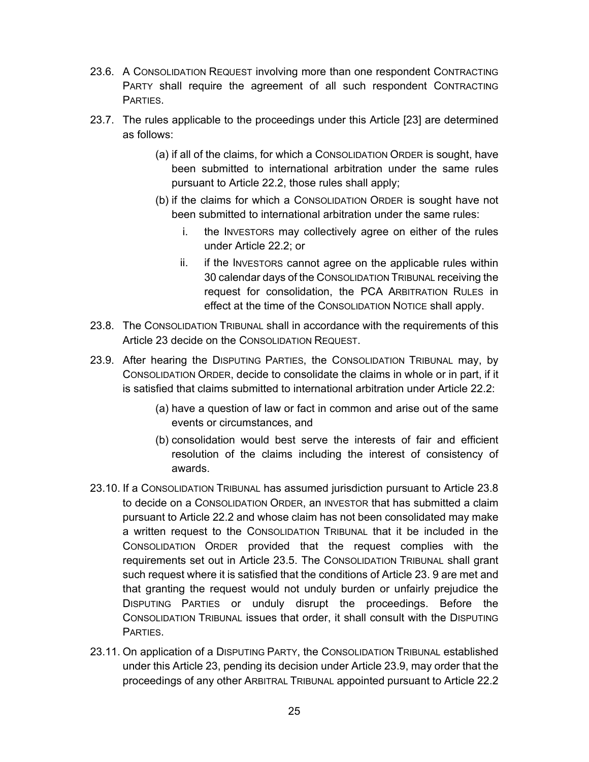23.6. A CONSOLIDATION REQUEST involving more than one respondent CONTRACTING PARTY shall require the agreement of all such respondent CONTRACTING PARTIES.

23.7. The rules applicable to the proceedings under this Article [23] are determined as follows:

- (a) if all of the claims, for which a CONSOLIDATION ORDER is sought, have been submitted to international arbitration under the same rules pursuant to Article 22.2, those rules shall apply;
- (b) if the claims for which a CONSOLIDATION ORDER is sought have not been submitted to international arbitration under the same rules:
  - i. the INVESTORS may collectively agree on either of the rules under Article 22.2; or
  - ii. if the INVESTORS cannot agree on the applicable rules within 30 calendar days of the CONSOLIDATION TRIBUNAL receiving the request for consolidation, the PCA ARBITRATION RULES in effect at the time of the CONSOLIDATION NOTICE shall apply.

23.8. The CONSOLIDATION TRIBUNAL shall in accordance with the requirements of this Article 23 decide on the CONSOLIDATION REQUEST.

23.9. After hearing the DISPUTING PARTIES, the CONSOLIDATION TRIBUNAL may, by CONSOLIDATION ORDER, decide to consolidate the claims in whole or in part, if it is satisfied that claims submitted to international arbitration under Article 22.2:

- (a) have a question of law or fact in common and arise out of the same events or circumstances, and
- (b) consolidation would best serve the interests of fair and efficient resolution of the claims including the interest of consistency of awards.

23.10. If a CONSOLIDATION TRIBUNAL has assumed jurisdiction pursuant to Article 23.8 to decide on a CONSOLIDATION ORDER, an INVESTOR that has submitted a claim pursuant to Article 22.2 and whose claim has not been consolidated may make a written request to the CONSOLIDATION TRIBUNAL that it be included in the CONSOLIDATION ORDER provided that the request complies with the requirements set out in Article 23.5. The CONSOLIDATION TRIBUNAL shall grant such request where it is satisfied that the conditions of Article 23. 9 are met and that granting the request would not unduly burden or unfairly prejudice the DISPUTING PARTIES or unduly disrupt the proceedings. Before the CONSOLIDATION TRIBUNAL issues that order, it shall consult with the DISPUTING PARTIES.

23.11. On application of a DISPUTING PARTY, the CONSOLIDATION TRIBUNAL established under this Article 23, pending its decision under Article 23.9, may order that the proceedings of any other ARBITRAL TRIBUNAL appointed pursuant to Article 22.2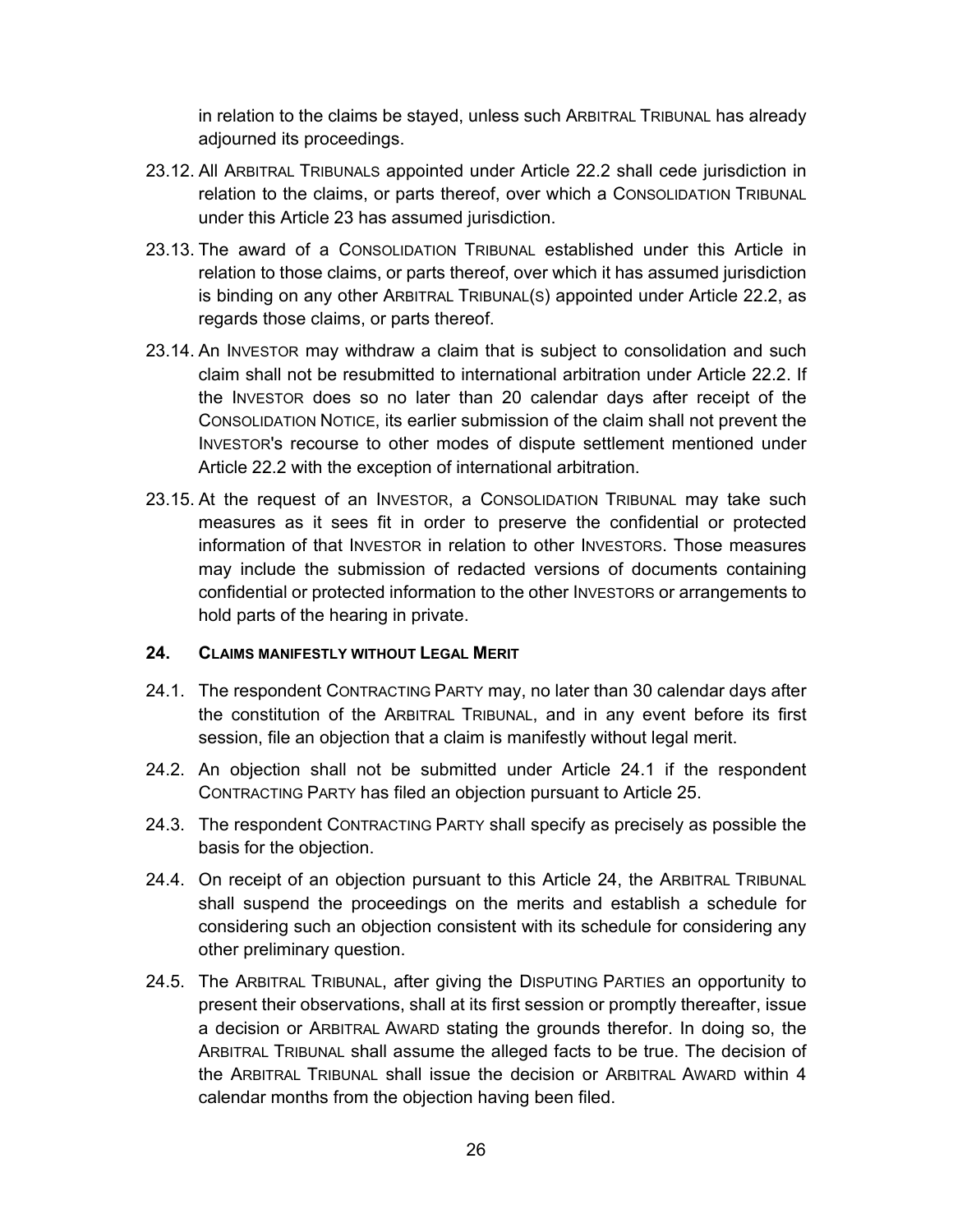in relation to the claims be stayed, unless such ARBITRAL TRIBUNAL has already adjourned its proceedings.

23.12. All ARBITRAL TRIBUNALS appointed under Article 22.2 shall cede jurisdiction in relation to the claims, or parts thereof, over which a CONSOLIDATION TRIBUNAL under this Article 23 has assumed jurisdiction.

23.13. The award of a CONSOLIDATION TRIBUNAL established under this Article in relation to those claims, or parts thereof, over which it has assumed jurisdiction is binding on any other ARBITRAL TRIBUNAL(S) appointed under Article 22.2, as regards those claims, or parts thereof.

23.14. An INVESTOR may withdraw a claim that is subject to consolidation and such claim shall not be resubmitted to international arbitration under Article 22.2. If the INVESTOR does so no later than 20 calendar days after receipt of the CONSOLIDATION NOTICE, its earlier submission of the claim shall not prevent the INVESTOR's recourse to other modes of dispute settlement mentioned under Article 22.2 with the exception of international arbitration.

23.15. At the request of an INVESTOR, a CONSOLIDATION TRIBUNAL may take such measures as it sees fit in order to preserve the confidential or protected information of that INVESTOR in relation to other INVESTORS. Those measures may include the submission of redacted versions of documents containing confidential or protected information to the other INVESTORS or arrangements to hold parts of the hearing in private.

## 24. CLAIMS MANIFESTLY WITHOUT LEGAL MERIT

24.1. The respondent CONTRACTING PARTY may, no later than 30 calendar days after the constitution of the ARBITRAL TRIBUNAL, and in any event before its first session, file an objection that a claim is manifestly without legal merit.

24.2. An objection shall not be submitted under Article 24.1 if the respondent CONTRACTING PARTY has filed an objection pursuant to Article 25.

24.3. The respondent CONTRACTING PARTY shall specify as precisely as possible the basis for the objection.

24.4. On receipt of an objection pursuant to this Article 24, the ARBITRAL TRIBUNAL shall suspend the proceedings on the merits and establish a schedule for considering such an objection consistent with its schedule for considering any other preliminary question.

24.5. The ARBITRAL TRIBUNAL, after giving the DISPUTING PARTIES an opportunity to present their observations, shall at its first session or promptly thereafter, issue a decision or ARBITRAL AWARD stating the grounds therefor. In doing so, the ARBITRAL TRIBUNAL shall assume the alleged facts to be true. The decision of the ARBITRAL TRIBUNAL shall issue the decision or ARBITRAL AWARD within 4 calendar months from the objection having been filed.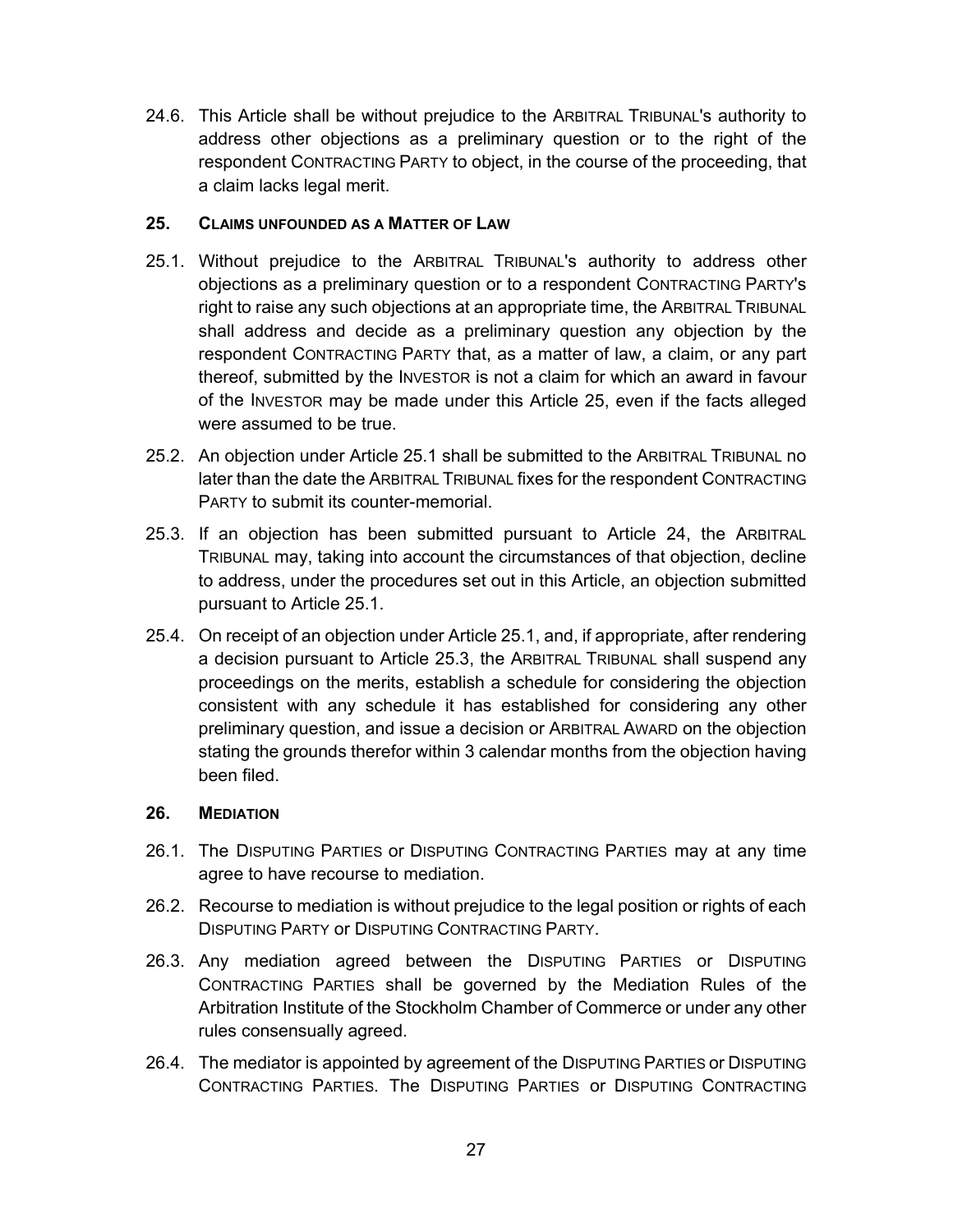24.6. This Article shall be without prejudice to the ARBITRAL TRIBUNAL's authority to address other objections as a preliminary question or to the right of the respondent CONTRACTING PARTY to object, in the course of the proceeding, that a claim lacks legal merit.

## 25. CLAIMS UNFOUNDED AS A MATTER OF LAW

25.1. Without prejudice to the ARBITRAL TRIBUNAL's authority to address other objections as a preliminary question or to a respondent CONTRACTING PARTY's right to raise any such objections at an appropriate time, the ARBITRAL TRIBUNAL shall address and decide as a preliminary question any objection by the respondent CONTRACTING PARTY that, as a matter of law, a claim, or any part thereof, submitted by the INVESTOR is not a claim for which an award in favour of the INVESTOR may be made under this Article 25, even if the facts alleged were assumed to be true.

25.2. An objection under Article 25.1 shall be submitted to the ARBITRAL TRIBUNAL no later than the date the ARBITRAL TRIBUNAL fixes for the respondent CONTRACTING PARTY to submit its counter-memorial.

25.3. If an objection has been submitted pursuant to Article 24, the ARBITRAL TRIBUNAL may, taking into account the circumstances of that objection, decline to address, under the procedures set out in this Article, an objection submitted pursuant to Article 25.1.

25.4. On receipt of an objection under Article 25.1, and, if appropriate, after rendering a decision pursuant to Article 25.3, the ARBITRAL TRIBUNAL shall suspend any proceedings on the merits, establish a schedule for considering the objection consistent with any schedule it has established for considering any other preliminary question, and issue a decision or ARBITRAL AWARD on the objection stating the grounds therefor within 3 calendar months from the objection having been filed.

## 26. MEDIATION

26.1. The DISPUTING PARTIES or DISPUTING CONTRACTING PARTIES may at any time agree to have recourse to mediation.

26.2. Recourse to mediation is without prejudice to the legal position or rights of each DISPUTING PARTY or DISPUTING CONTRACTING PARTY.

26.3. Any mediation agreed between the DISPUTING PARTIES or DISPUTING CONTRACTING PARTIES shall be governed by the Mediation Rules of the Arbitration Institute of the Stockholm Chamber of Commerce or under any other rules consensually agreed.

26.4. The mediator is appointed by agreement of the DISPUTING PARTIES or DISPUTING CONTRACTING PARTIES. The DISPUTING PARTIES or DISPUTING CONTRACTING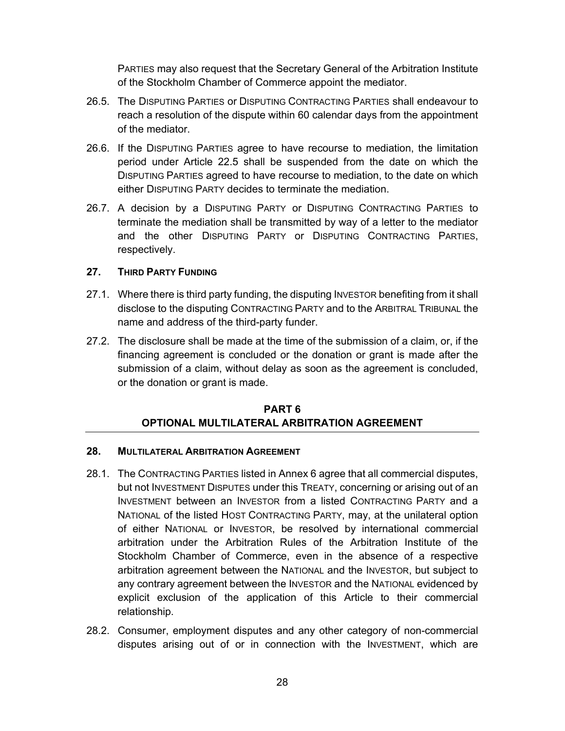PARTIES may also request that the Secretary General of the Arbitration Institute of the Stockholm Chamber of Commerce appoint the mediator.

26.5. The DISPUTING PARTIES or DISPUTING CONTRACTING PARTIES shall endeavour to reach a resolution of the dispute within 60 calendar days from the appointment of the mediator.

26.6. If the DISPUTING PARTIES agree to have recourse to mediation, the limitation period under Article 22.5 shall be suspended from the date on which the DISPUTING PARTIES agreed to have recourse to mediation, to the date on which either DISPUTING PARTY decides to terminate the mediation.

26.7. A decision by a DISPUTING PARTY or DISPUTING CONTRACTING PARTIES to terminate the mediation shall be transmitted by way of a letter to the mediator and the other DISPUTING PARTY or DISPUTING CONTRACTING PARTIES, respectively.

### 27. THIRD PARTY FUNDING

27.1. Where there is third party funding, the disputing INVESTOR benefiting from it shall disclose to the disputing CONTRACTING PARTY and to the ARBITRAL TRIBUNAL the name and address of the third-party funder.

27.2. The disclosure shall be made at the time of the submission of a claim, or, if the financing agreement is concluded or the donation or grant is made after the submission of a claim, without delay as soon as the agreement is concluded, or the donation or grant is made.

## PART 6
## OPTIONAL MULTILATERAL ARBITRATION AGREEMENT

### 28. MULTILATERAL ARBITRATION AGREEMENT

28.1. The CONTRACTING PARTIES listed in Annex 6 agree that all commercial disputes, but not INVESTMENT DISPUTES under this TREATY, concerning or arising out of an INVESTMENT between an INVESTOR from a listed CONTRACTING PARTY and a NATIONAL of the listed HOST CONTRACTING PARTY, may, at the unilateral option of either NATIONAL or INVESTOR, be resolved by international commercial arbitration under the Arbitration Rules of the Arbitration Institute of the Stockholm Chamber of Commerce, even in the absence of a respective arbitration agreement between the NATIONAL and the INVESTOR, but subject to any contrary agreement between the INVESTOR and the NATIONAL evidenced by explicit exclusion of the application of this Article to their commercial relationship.

28.2. Consumer, employment disputes and any other category of non-commercial disputes arising out of or in connection with the INVESTMENT, which are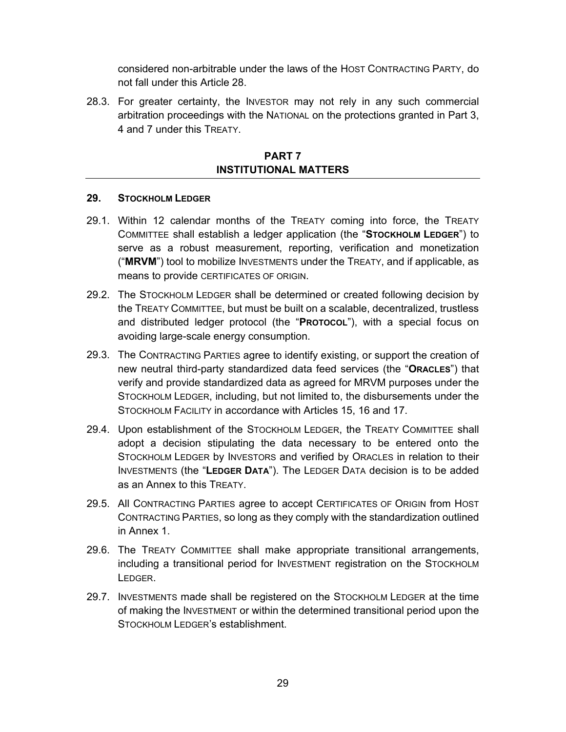considered non-arbitrable under the laws of the HOST CONTRACTING PARTY, do not fall under this Article 28.

28.3. For greater certainty, the INVESTOR may not rely in any such commercial arbitration proceedings with the NATIONAL on the protections granted in Part 3, 4 and 7 under this TREATY.

## PART 7
## INSTITUTIONAL MATTERS

### 29. STOCKHOLM LEDGER

29.1. Within 12 calendar months of the TREATY coming into force, the TREATY COMMITTEE shall establish a ledger application (the "**STOCKHOLM LEDGER**") to serve as a robust measurement, reporting, verification and monetization ("**MRVM**") tool to mobilize INVESTMENTS under the TREATY, and if applicable, as means to provide CERTIFICATES OF ORIGIN.

29.2. The STOCKHOLM LEDGER shall be determined or created following decision by the TREATY COMMITTEE, but must be built on a scalable, decentralized, trustless and distributed ledger protocol (the "**PROTOCOL**"), with a special focus on avoiding large-scale energy consumption.

29.3. The CONTRACTING PARTIES agree to identify existing, or support the creation of new neutral third-party standardized data feed services (the "**ORACLES**") that verify and provide standardized data as agreed for MRVM purposes under the STOCKHOLM LEDGER, including, but not limited to, the disbursements under the STOCKHOLM FACILITY in accordance with Articles 15, 16 and 17.

29.4. Upon establishment of the STOCKHOLM LEDGER, the TREATY COMMITTEE shall adopt a decision stipulating the data necessary to be entered onto the STOCKHOLM LEDGER by INVESTORS and verified by ORACLES in relation to their INVESTMENTS (the "**LEDGER DATA**"). The LEDGER DATA decision is to be added as an Annex to this TREATY.

29.5. All CONTRACTING PARTIES agree to accept CERTIFICATES OF ORIGIN from HOST CONTRACTING PARTIES, so long as they comply with the standardization outlined in Annex 1.

29.6. The TREATY COMMITTEE shall make appropriate transitional arrangements, including a transitional period for INVESTMENT registration on the STOCKHOLM LEDGER.

29.7. INVESTMENTS made shall be registered on the STOCKHOLM LEDGER at the time of making the INVESTMENT or within the determined transitional period upon the STOCKHOLM LEDGER's establishment.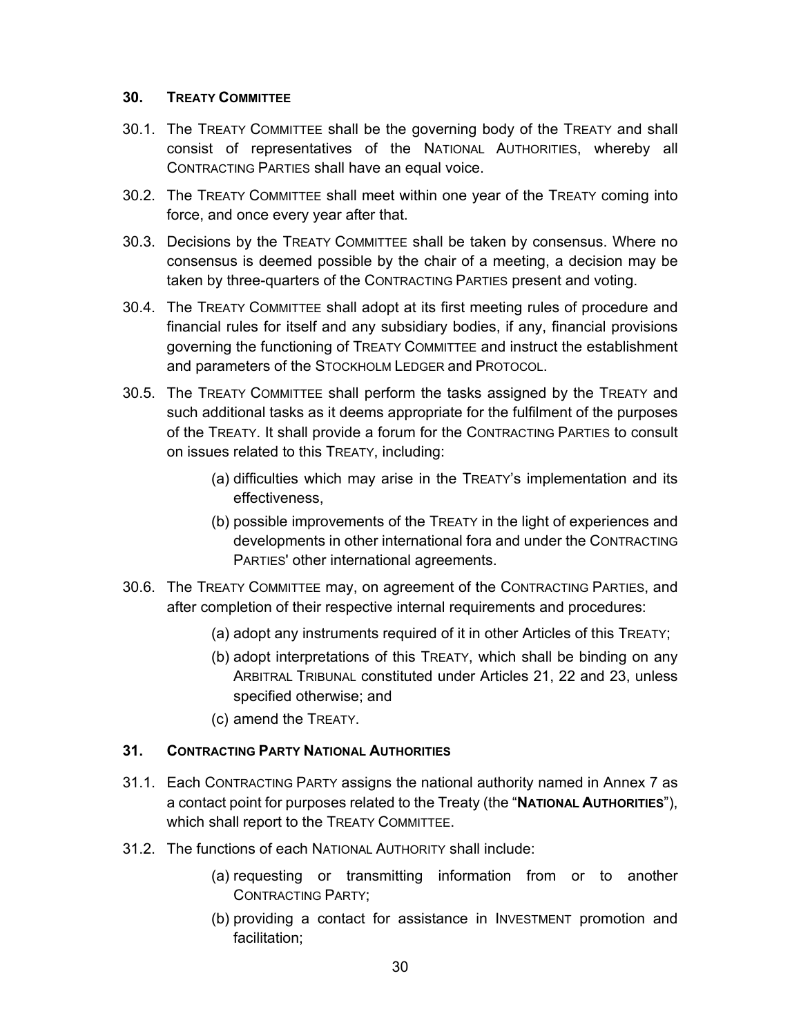## 30. TREATY COMMITTEE

30.1. The TREATY COMMITTEE shall be the governing body of the TREATY and shall consist of representatives of the NATIONAL AUTHORITIES, whereby all CONTRACTING PARTIES shall have an equal voice.

30.2. The TREATY COMMITTEE shall meet within one year of the TREATY coming into force, and once every year after that.

30.3. Decisions by the TREATY COMMITTEE shall be taken by consensus. Where no consensus is deemed possible by the chair of a meeting, a decision may be taken by three-quarters of the CONTRACTING PARTIES present and voting.

30.4. The TREATY COMMITTEE shall adopt at its first meeting rules of procedure and financial rules for itself and any subsidiary bodies, if any, financial provisions governing the functioning of TREATY COMMITTEE and instruct the establishment and parameters of the STOCKHOLM LEDGER and PROTOCOL.

30.5. The TREATY COMMITTEE shall perform the tasks assigned by the TREATY and such additional tasks as it deems appropriate for the fulfilment of the purposes of the TREATY. It shall provide a forum for the CONTRACTING PARTIES to consult on issues related to this TREATY, including:

> (a) difficulties which may arise in the TREATY's implementation and its effectiveness,
>
> (b) possible improvements of the TREATY in the light of experiences and developments in other international fora and under the CONTRACTING PARTIES' other international agreements.

30.6. The TREATY COMMITTEE may, on agreement of the CONTRACTING PARTIES, and after completion of their respective internal requirements and procedures:

> (a) adopt any instruments required of it in other Articles of this TREATY;
>
> (b) adopt interpretations of this TREATY, which shall be binding on any ARBITRAL TRIBUNAL constituted under Articles 21, 22 and 23, unless specified otherwise; and
>
> (c) amend the TREATY.

## 31. CONTRACTING PARTY NATIONAL AUTHORITIES

31.1. Each CONTRACTING PARTY assigns the national authority named in Annex 7 as a contact point for purposes related to the Treaty (the "**NATIONAL AUTHORITIES**"), which shall report to the TREATY COMMITTEE.

31.2. The functions of each NATIONAL AUTHORITY shall include:

> (a) requesting or transmitting information from or to another CONTRACTING PARTY;
>
> (b) providing a contact for assistance in INVESTMENT promotion and facilitation;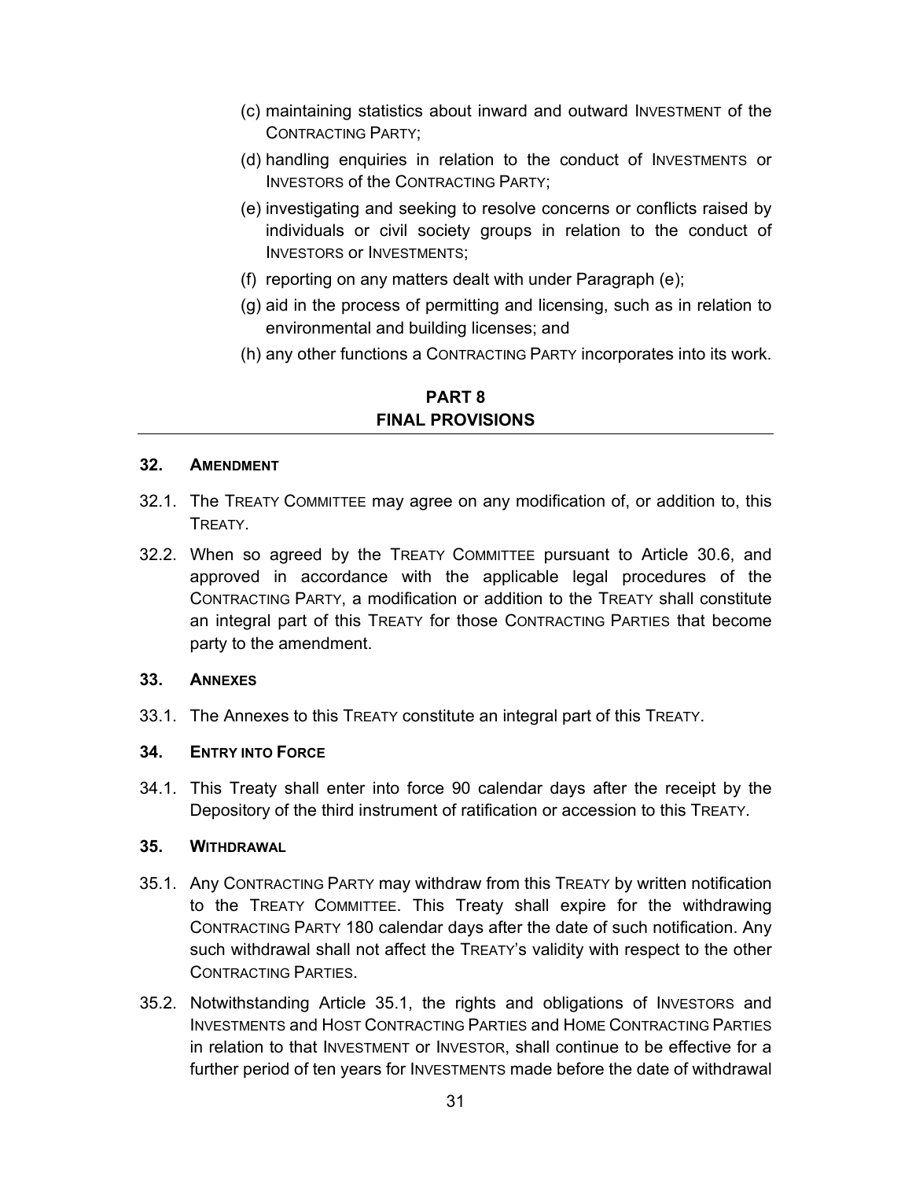(c) maintaining statistics about inward and outward INVESTMENT of the CONTRACTING PARTY;

(d) handling enquiries in relation to the conduct of INVESTMENTS or INVESTORS of the CONTRACTING PARTY;

(e) investigating and seeking to resolve concerns or conflicts raised by individuals or civil society groups in relation to the conduct of INVESTORS or INVESTMENTS;

(f) reporting on any matters dealt with under Paragraph (e);

(g) aid in the process of permitting and licensing, such as in relation to environmental and building licenses; and

(h) any other functions a CONTRACTING PARTY incorporates into its work.

## PART 8
## FINAL PROVISIONS

### 32. AMENDMENT

32.1. The TREATY COMMITTEE may agree on any modification of, or addition to, this TREATY.

32.2. When so agreed by the TREATY COMMITTEE pursuant to Article 30.6, and approved in accordance with the applicable legal procedures of the CONTRACTING PARTY, a modification or addition to the TREATY shall constitute an integral part of this TREATY for those CONTRACTING PARTIES that become party to the amendment.

### 33. ANNEXES

33.1. The Annexes to this TREATY constitute an integral part of this TREATY.

### 34. ENTRY INTO FORCE

34.1. This Treaty shall enter into force 90 calendar days after the receipt by the Depository of the third instrument of ratification or accession to this TREATY.

### 35. WITHDRAWAL

35.1. Any CONTRACTING PARTY may withdraw from this TREATY by written notification to the TREATY COMMITTEE. This Treaty shall expire for the withdrawing CONTRACTING PARTY 180 calendar days after the date of such notification. Any such withdrawal shall not affect the TREATY's validity with respect to the other CONTRACTING PARTIES.

35.2. Notwithstanding Article 35.1, the rights and obligations of INVESTORS and INVESTMENTS and HOST CONTRACTING PARTIES and HOME CONTRACTING PARTIES in relation to that INVESTMENT or INVESTOR, shall continue to be effective for a further period of ten years for INVESTMENTS made before the date of withdrawal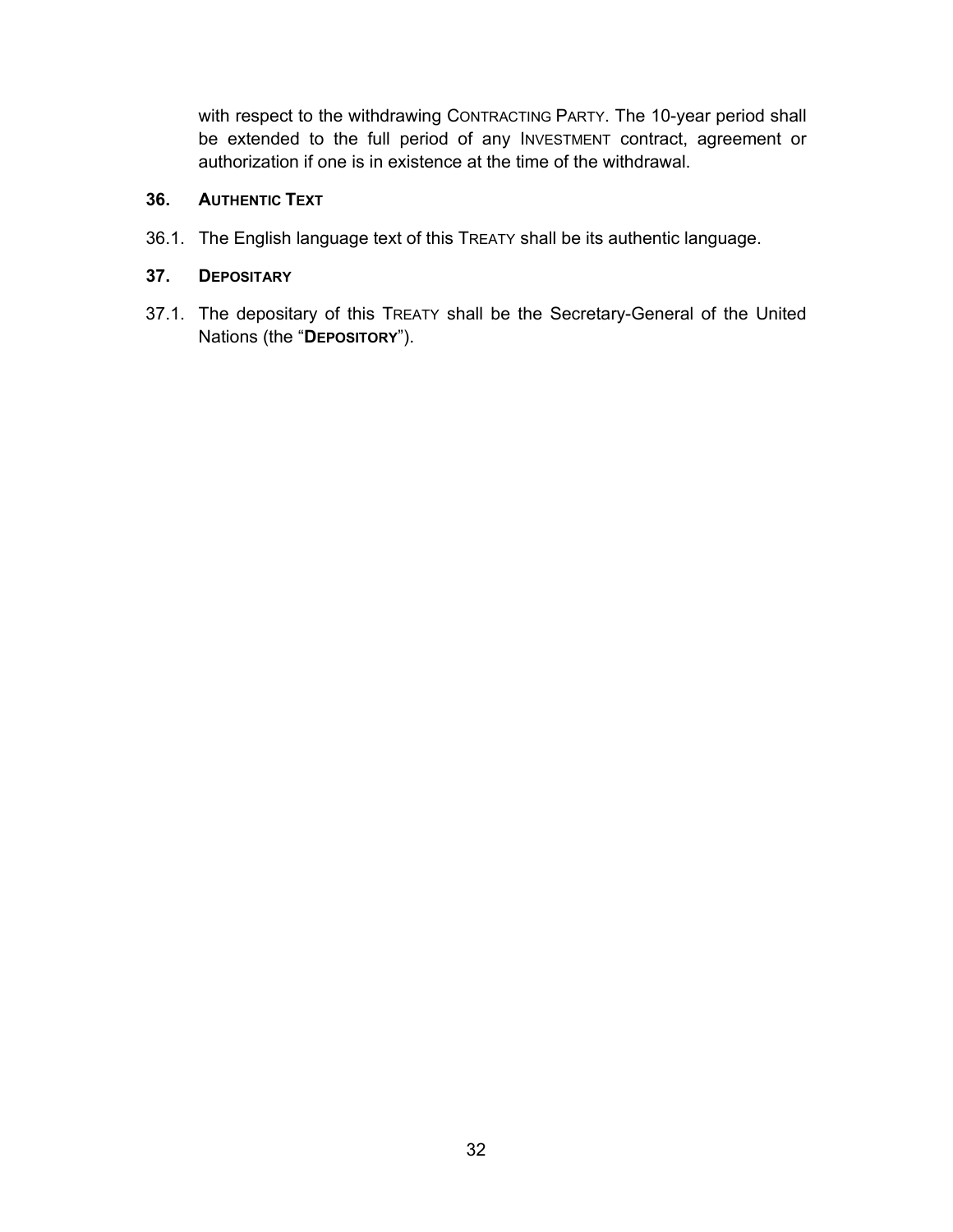with respect to the withdrawing CONTRACTING PARTY. The 10-year period shall be extended to the full period of any INVESTMENT contract, agreement or authorization if one is in existence at the time of the withdrawal.

## 36. AUTHENTIC TEXT

36.1. The English language text of this TREATY shall be its authentic language.

## 37. DEPOSITARY

37.1. The depositary of this TREATY shall be the Secretary-General of the United Nations (the "**DEPOSITORY**").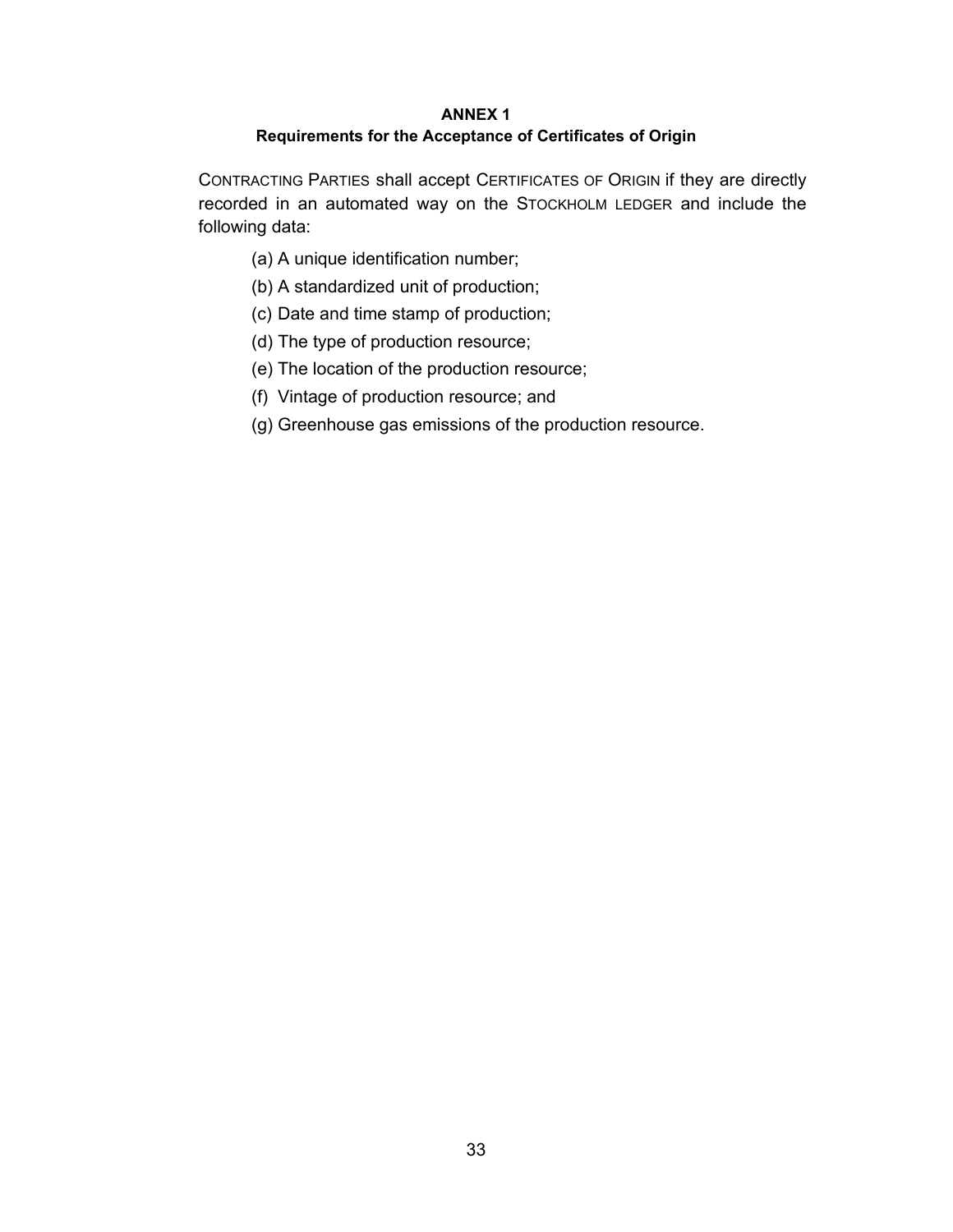# ANNEX 1

## Requirements for the Acceptance of Certificates of Origin

CONTRACTING PARTIES shall accept CERTIFICATES OF ORIGIN if they are directly recorded in an automated way on the STOCKHOLM LEDGER and include the following data:

(a) A unique identification number;

(b) A standardized unit of production;

(c) Date and time stamp of production;

(d) The type of production resource;

(e) The location of the production resource;

(f) Vintage of production resource; and

(g) Greenhouse gas emissions of the production resource.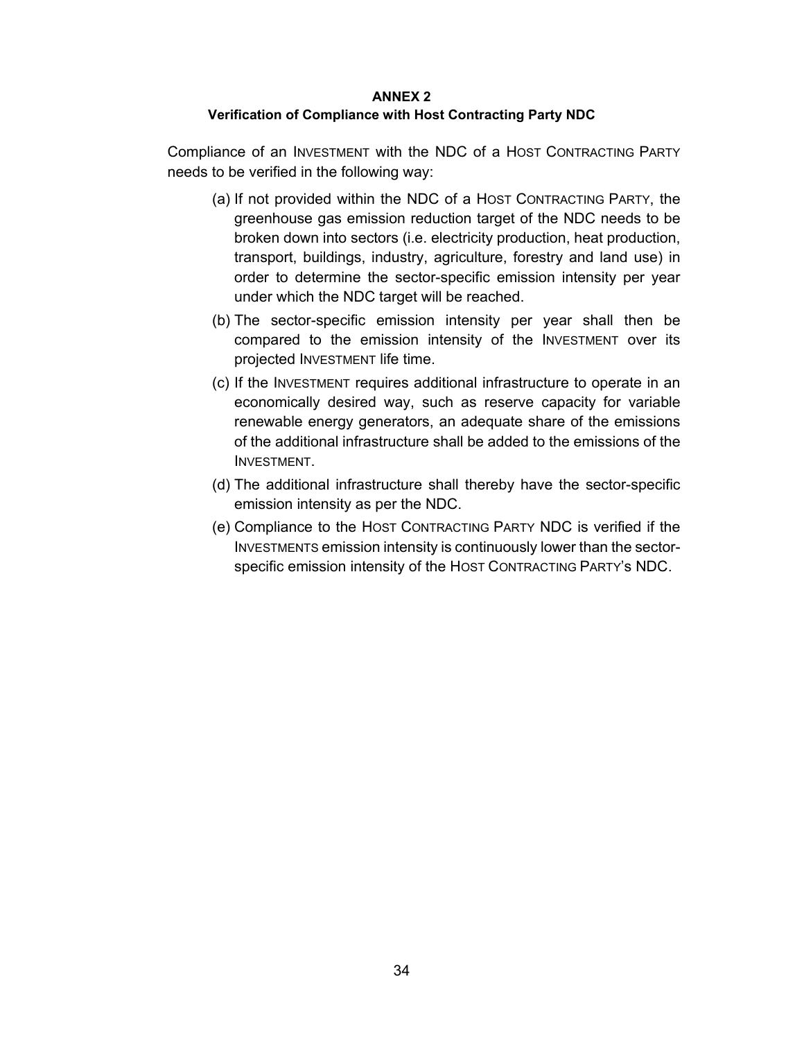**ANNEX 2**

**Verification of Compliance with Host Contracting Party NDC**

Compliance of an INVESTMENT with the NDC of a HOST CONTRACTING PARTY needs to be verified in the following way:

(a) If not provided within the NDC of a HOST CONTRACTING PARTY, the greenhouse gas emission reduction target of the NDC needs to be broken down into sectors (i.e. electricity production, heat production, transport, buildings, industry, agriculture, forestry and land use) in order to determine the sector-specific emission intensity per year under which the NDC target will be reached.

(b) The sector-specific emission intensity per year shall then be compared to the emission intensity of the INVESTMENT over its projected INVESTMENT life time.

(c) If the INVESTMENT requires additional infrastructure to operate in an economically desired way, such as reserve capacity for variable renewable energy generators, an adequate share of the emissions of the additional infrastructure shall be added to the emissions of the INVESTMENT.

(d) The additional infrastructure shall thereby have the sector-specific emission intensity as per the NDC.

(e) Compliance to the HOST CONTRACTING PARTY NDC is verified if the INVESTMENTS emission intensity is continuously lower than the sector-specific emission intensity of the HOST CONTRACTING PARTY's NDC.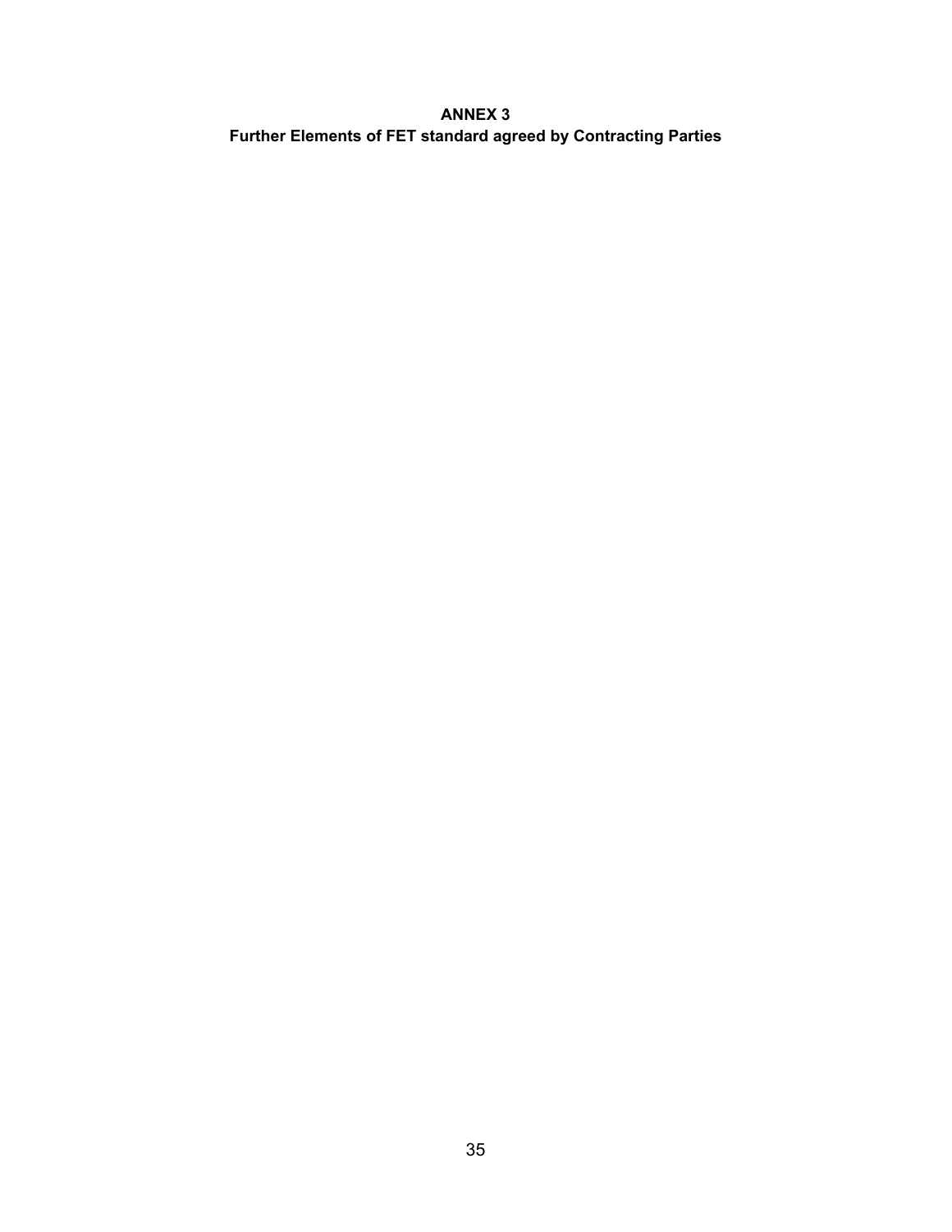# ANNEX 3
## Further Elements of FET standard agreed by Contracting Parties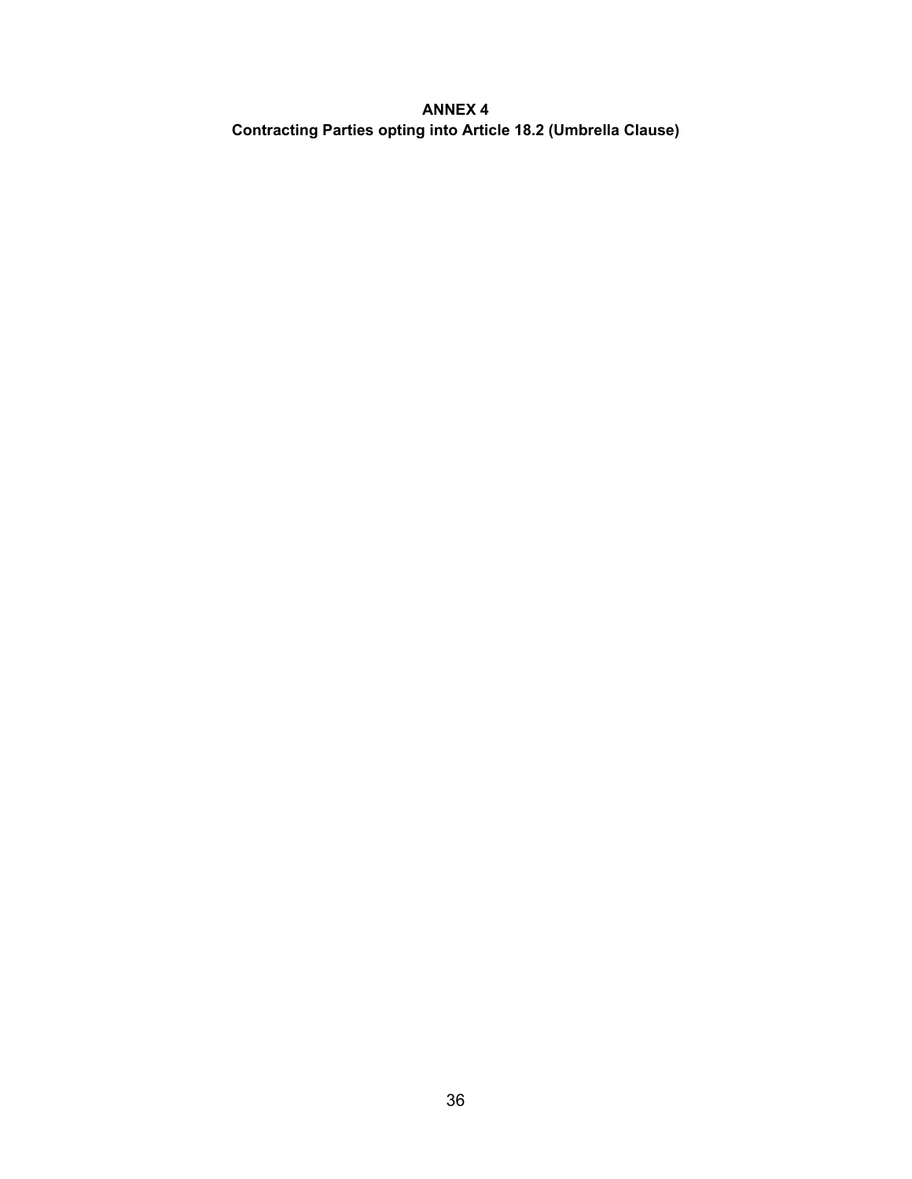# ANNEX 4
## Contracting Parties opting into Article 18.2 (Umbrella Clause)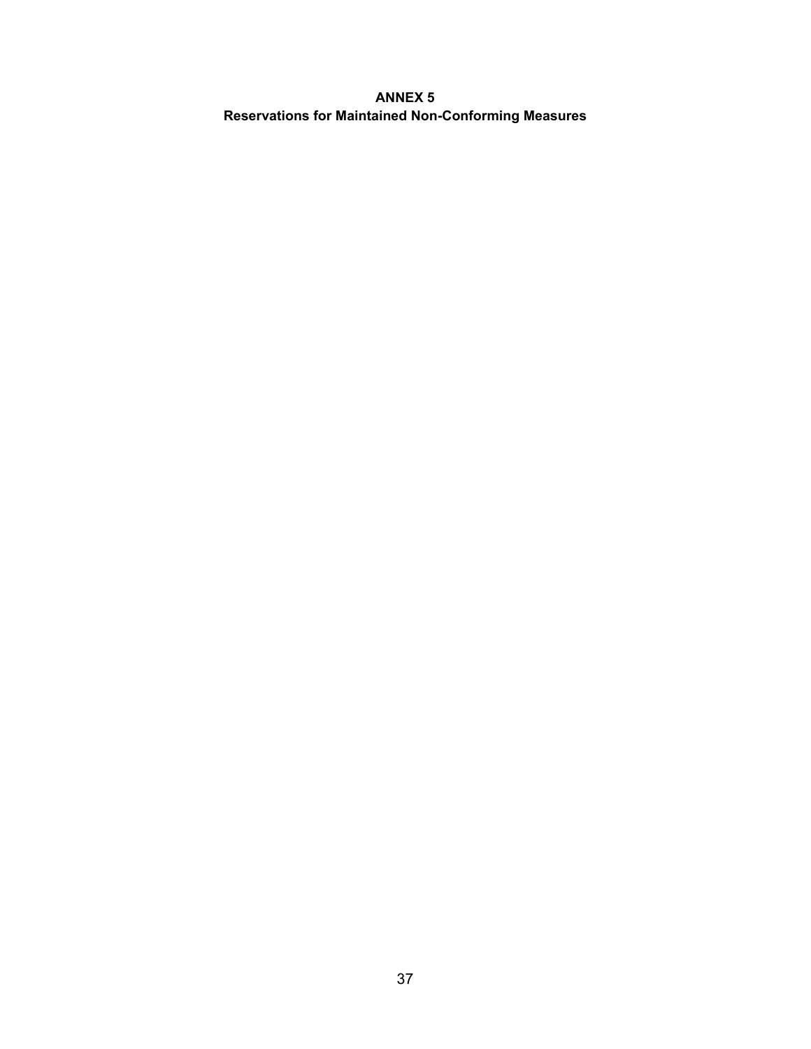# ANNEX 5
## Reservations for Maintained Non-Conforming Measures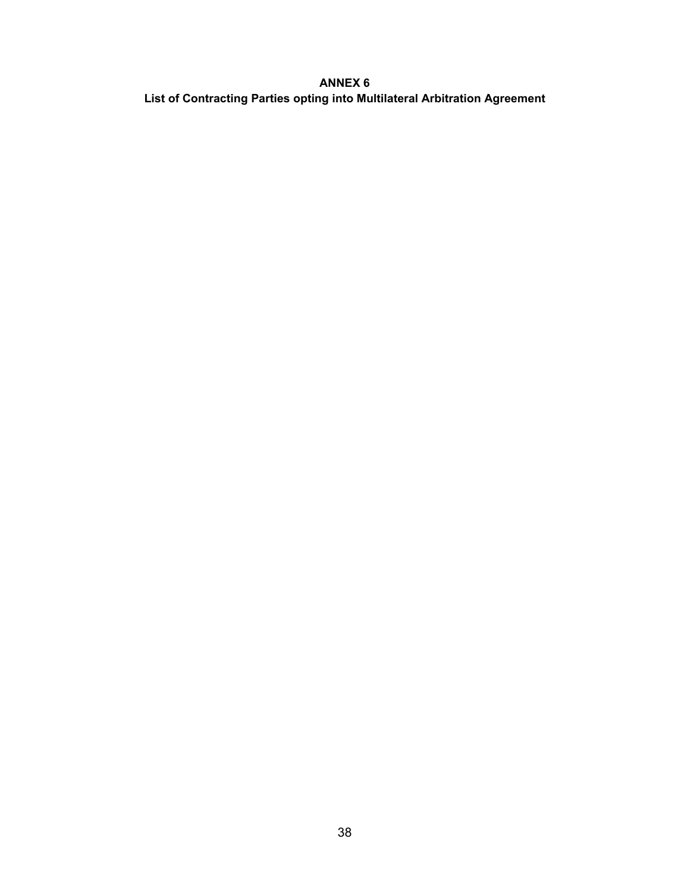# ANNEX 6

## List of Contracting Parties opting into Multilateral Arbitration Agreement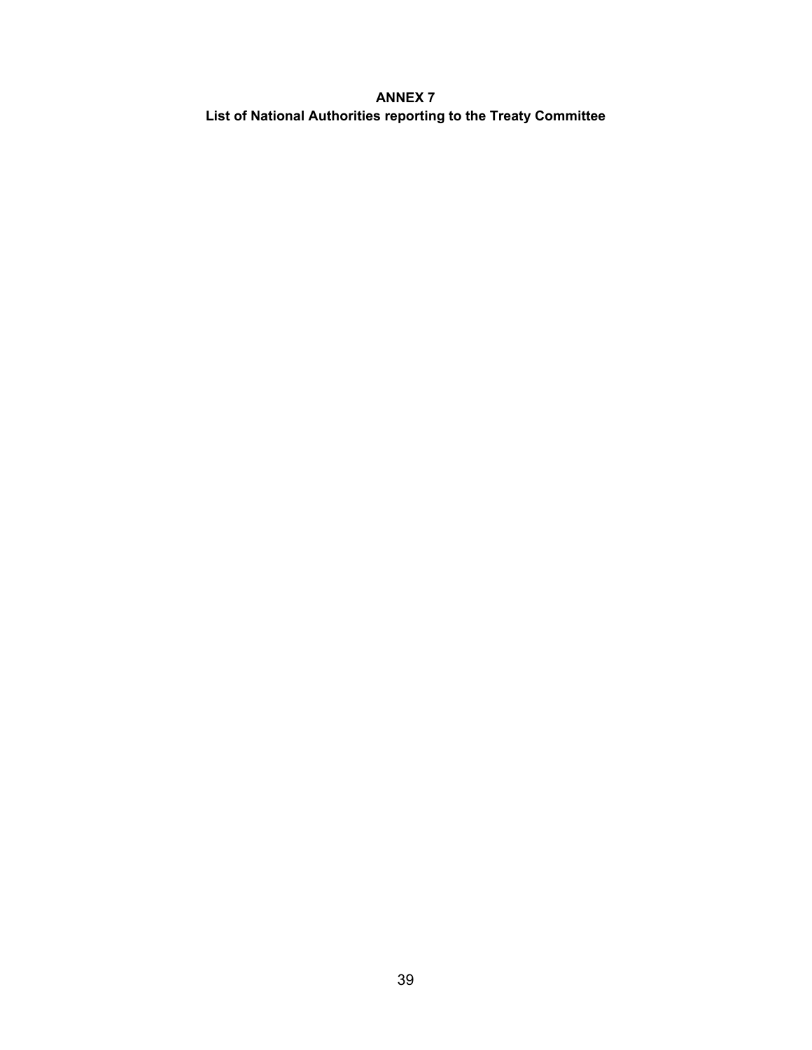# ANNEX 7
## List of National Authorities reporting to the Treaty Committee